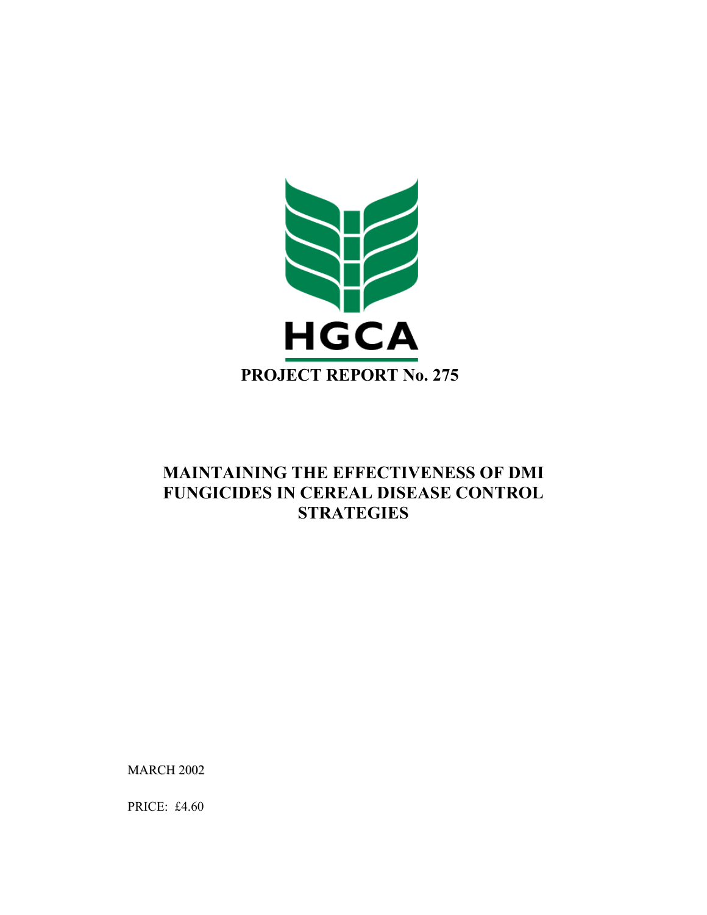HGCA

# PROJECT REPORT No. 275

# MAINTAINING THE EFFECTIVENESS OF DMI FUNGICIDES IN CEREAL DISEASE CONTROL STRATEGIES

MARCH 2002

PRICE: £4.60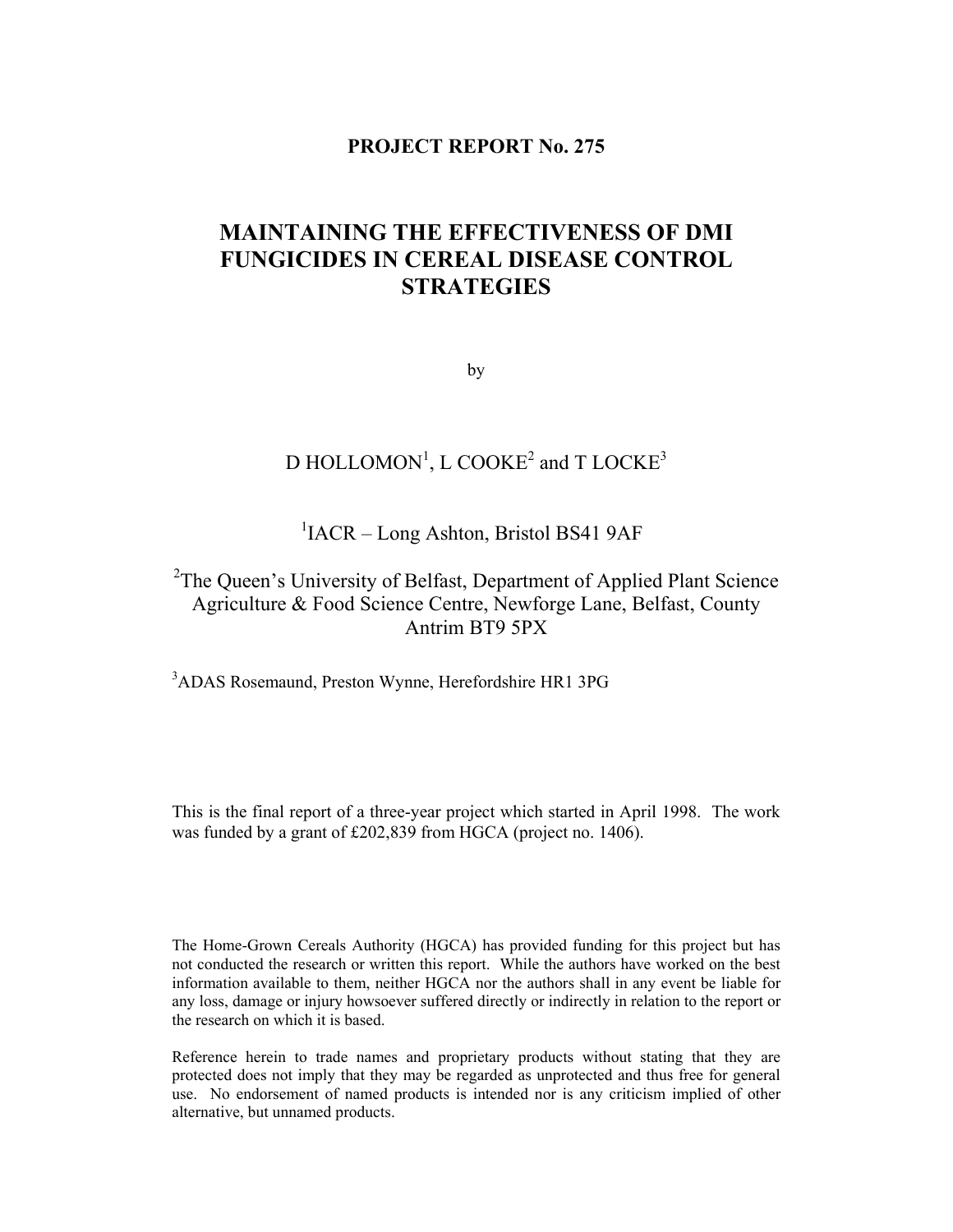**PROJECT REPORT No. 275**

# MAINTAINING THE EFFECTIVENESS OF DMI FUNGICIDES IN CEREAL DISEASE CONTROL STRATEGIES

by

D HOLLOMON[1], L COOKE[2] and T LOCKE[3]

[1]IACR – Long Ashton, Bristol BS41 9AF

[2]The Queen's University of Belfast, Department of Applied Plant Science Agriculture & Food Science Centre, Newforge Lane, Belfast, County Antrim BT9 5PX

[3]ADAS Rosemaund, Preston Wynne, Herefordshire HR1 3PG

This is the final report of a three-year project which started in April 1998. The work was funded by a grant of £202,839 from HGCA (project no. 1406).

The Home-Grown Cereals Authority (HGCA) has provided funding for this project but has not conducted the research or written this report. While the authors have worked on the best information available to them, neither HGCA nor the authors shall in any event be liable for any loss, damage or injury howsoever suffered directly or indirectly in relation to the report or the research on which it is based.

Reference herein to trade names and proprietary products without stating that they are protected does not imply that they may be regarded as unprotected and thus free for general use. No endorsement of named products is intended nor is any criticism implied of other alternative, but unnamed products.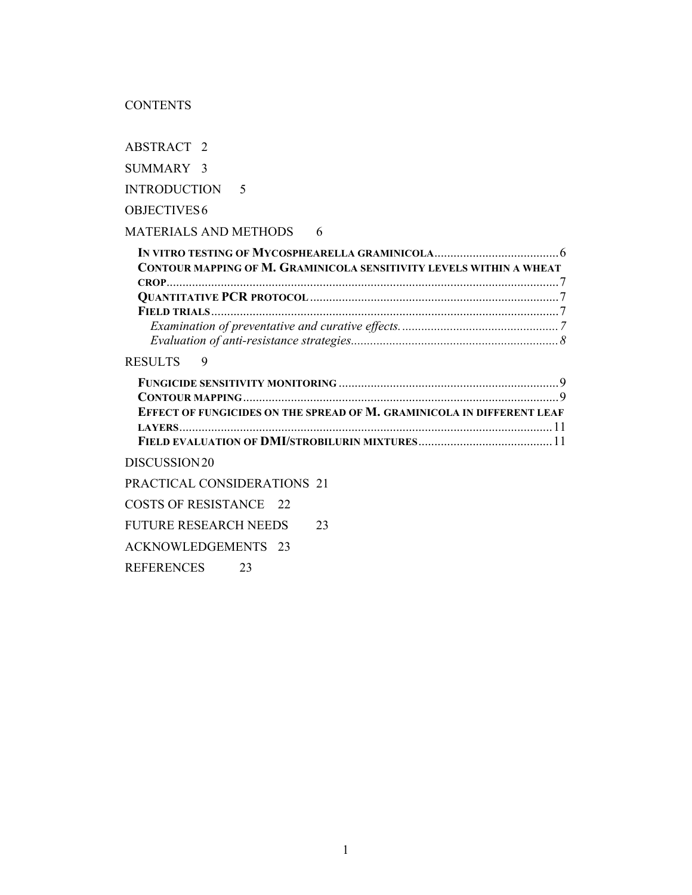CONTENTS

ABSTRACT 2

SUMMARY 3

INTRODUCTION 5

OBJECTIVES 6

MATERIALS AND METHODS 6

- **IN VITRO TESTING OF MYCOSPHEARELLA GRAMINICOLA** .......................................6
- **CONTOUR MAPPING OF M. GRAMINICOLA SENSITIVITY LEVELS WITHIN A WHEAT CROP** ..........................................................................................................7
- **QUANTITATIVE PCR PROTOCOL** .............................................................................7
- **FIELD TRIALS** ............................................................................................................7
  - *Examination of preventative and curative effects.* ................................................7
  - *Evaluation of anti-resistance strategies.* ................................................................*8*

RESULTS 9

- **FUNGICIDE SENSITIVITY MONITORING** ....................................................................9
- **CONTOUR MAPPING** ..................................................................................................9
- **EFFECT OF FUNGICIDES ON THE SPREAD OF M. GRAMINICOLA IN DIFFERENT LEAF LAYERS** ....................................................................................................................11
- **FIELD EVALUATION OF DMI/STROBILURIN MIXTURES** ..........................................11

DISCUSSION 20

PRACTICAL CONSIDERATIONS 21

COSTS OF RESISTANCE 22

FUTURE RESEARCH NEEDS 23

ACKNOWLEDGEMENTS 23

REFERENCES 23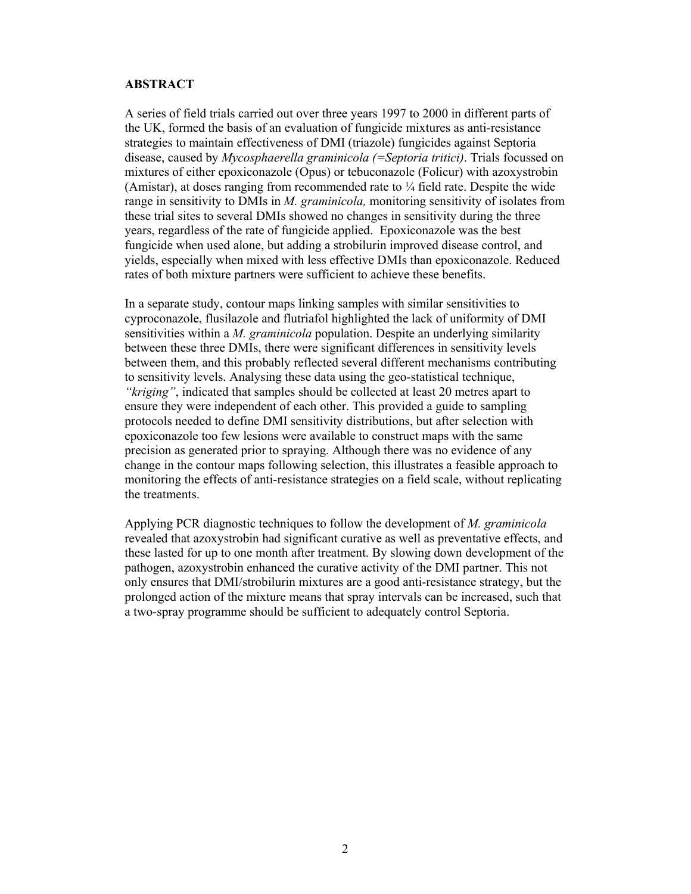## ABSTRACT

A series of field trials carried out over three years 1997 to 2000 in different parts of the UK, formed the basis of an evaluation of fungicide mixtures as anti-resistance strategies to maintain effectiveness of DMI (triazole) fungicides against Septoria disease, caused by *Mycosphaerella graminicola (=Septoria tritici)*. Trials focussed on mixtures of either epoxiconazole (Opus) or tebuconazole (Folicur) with azoxystrobin (Amistar), at doses ranging from recommended rate to ¼ field rate. Despite the wide range in sensitivity to DMIs in *M. graminicola,* monitoring sensitivity of isolates from these trial sites to several DMIs showed no changes in sensitivity during the three years, regardless of the rate of fungicide applied. Epoxiconazole was the best fungicide when used alone, but adding a strobilurin improved disease control, and yields, especially when mixed with less effective DMIs than epoxiconazole. Reduced rates of both mixture partners were sufficient to achieve these benefits.

In a separate study, contour maps linking samples with similar sensitivities to cyproconazole, flusilazole and flutriafol highlighted the lack of uniformity of DMI sensitivities within a *M. graminicola* population. Despite an underlying similarity between these three DMIs, there were significant differences in sensitivity levels between them, and this probably reflected several different mechanisms contributing to sensitivity levels. Analysing these data using the geo-statistical technique, *"kriging"*, indicated that samples should be collected at least 20 metres apart to ensure they were independent of each other. This provided a guide to sampling protocols needed to define DMI sensitivity distributions, but after selection with epoxiconazole too few lesions were available to construct maps with the same precision as generated prior to spraying. Although there was no evidence of any change in the contour maps following selection, this illustrates a feasible approach to monitoring the effects of anti-resistance strategies on a field scale, without replicating the treatments.

Applying PCR diagnostic techniques to follow the development of *M. graminicola* revealed that azoxystrobin had significant curative as well as preventative effects, and these lasted for up to one month after treatment. By slowing down development of the pathogen, azoxystrobin enhanced the curative activity of the DMI partner. This not only ensures that DMI/strobilurin mixtures are a good anti-resistance strategy, but the prolonged action of the mixture means that spray intervals can be increased, such that a two-spray programme should be sufficient to adequately control Septoria.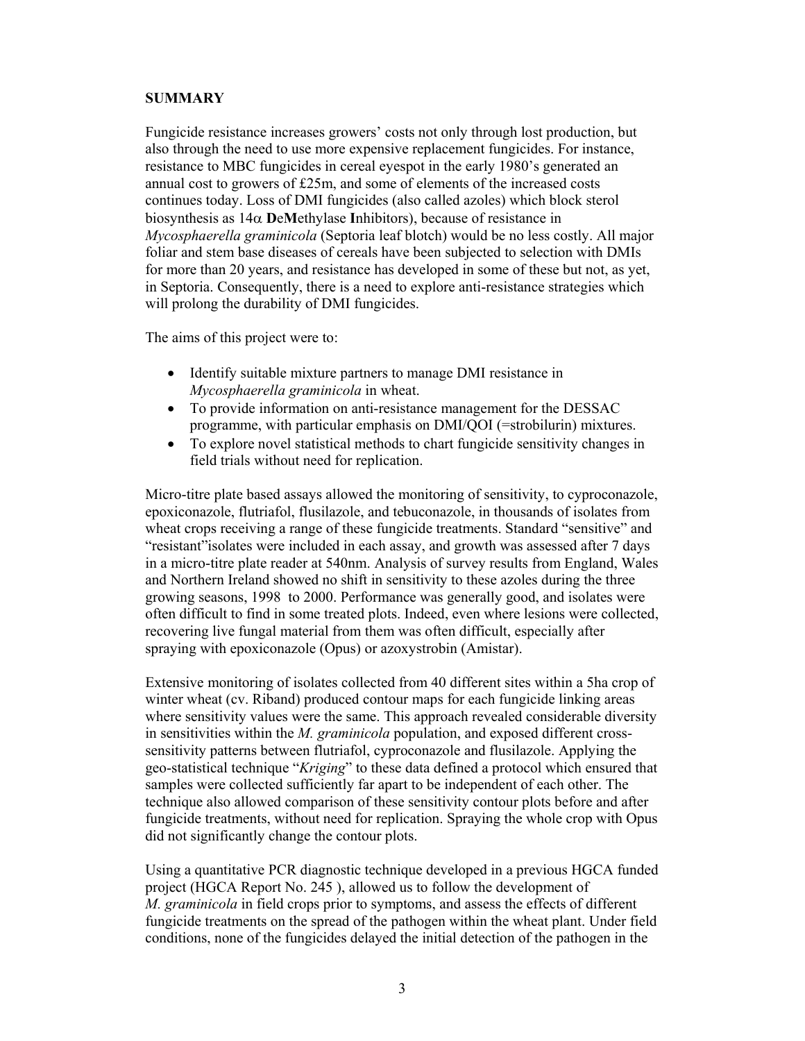## SUMMARY

Fungicide resistance increases growers' costs not only through lost production, but also through the need to use more expensive replacement fungicides. For instance, resistance to MBC fungicides in cereal eyespot in the early 1980's generated an annual cost to growers of £25m, and some of elements of the increased costs continues today. Loss of DMI fungicides (also called azoles) which block sterol biosynthesis as 14α **D**e**M**ethylase **I**nhibitors), because of resistance in *Mycosphaerella graminicola* (Septoria leaf blotch) would be no less costly. All major foliar and stem base diseases of cereals have been subjected to selection with DMIs for more than 20 years, and resistance has developed in some of these but not, as yet, in Septoria. Consequently, there is a need to explore anti-resistance strategies which will prolong the durability of DMI fungicides.

The aims of this project were to:

- Identify suitable mixture partners to manage DMI resistance in *Mycosphaerella graminicola* in wheat.
- To provide information on anti-resistance management for the DESSAC programme, with particular emphasis on DMI/QOI (=strobilurin) mixtures.
- To explore novel statistical methods to chart fungicide sensitivity changes in field trials without need for replication.

Micro-titre plate based assays allowed the monitoring of sensitivity, to cyproconazole, epoxiconazole, flutriafol, flusilazole, and tebuconazole, in thousands of isolates from wheat crops receiving a range of these fungicide treatments. Standard "sensitive" and "resistant"isolates were included in each assay, and growth was assessed after 7 days in a micro-titre plate reader at 540nm. Analysis of survey results from England, Wales and Northern Ireland showed no shift in sensitivity to these azoles during the three growing seasons, 1998 to 2000. Performance was generally good, and isolates were often difficult to find in some treated plots. Indeed, even where lesions were collected, recovering live fungal material from them was often difficult, especially after spraying with epoxiconazole (Opus) or azoxystrobin (Amistar).

Extensive monitoring of isolates collected from 40 different sites within a 5ha crop of winter wheat (cv. Riband) produced contour maps for each fungicide linking areas where sensitivity values were the same. This approach revealed considerable diversity in sensitivities within the *M. graminicola* population, and exposed different cross-sensitivity patterns between flutriafol, cyproconazole and flusilazole. Applying the geo-statistical technique "*Kriging*" to these data defined a protocol which ensured that samples were collected sufficiently far apart to be independent of each other. The technique also allowed comparison of these sensitivity contour plots before and after fungicide treatments, without need for replication. Spraying the whole crop with Opus did not significantly change the contour plots.

Using a quantitative PCR diagnostic technique developed in a previous HGCA funded project (HGCA Report No. 245 ), allowed us to follow the development of *M. graminicola* in field crops prior to symptoms, and assess the effects of different fungicide treatments on the spread of the pathogen within the wheat plant. Under field conditions, none of the fungicides delayed the initial detection of the pathogen in the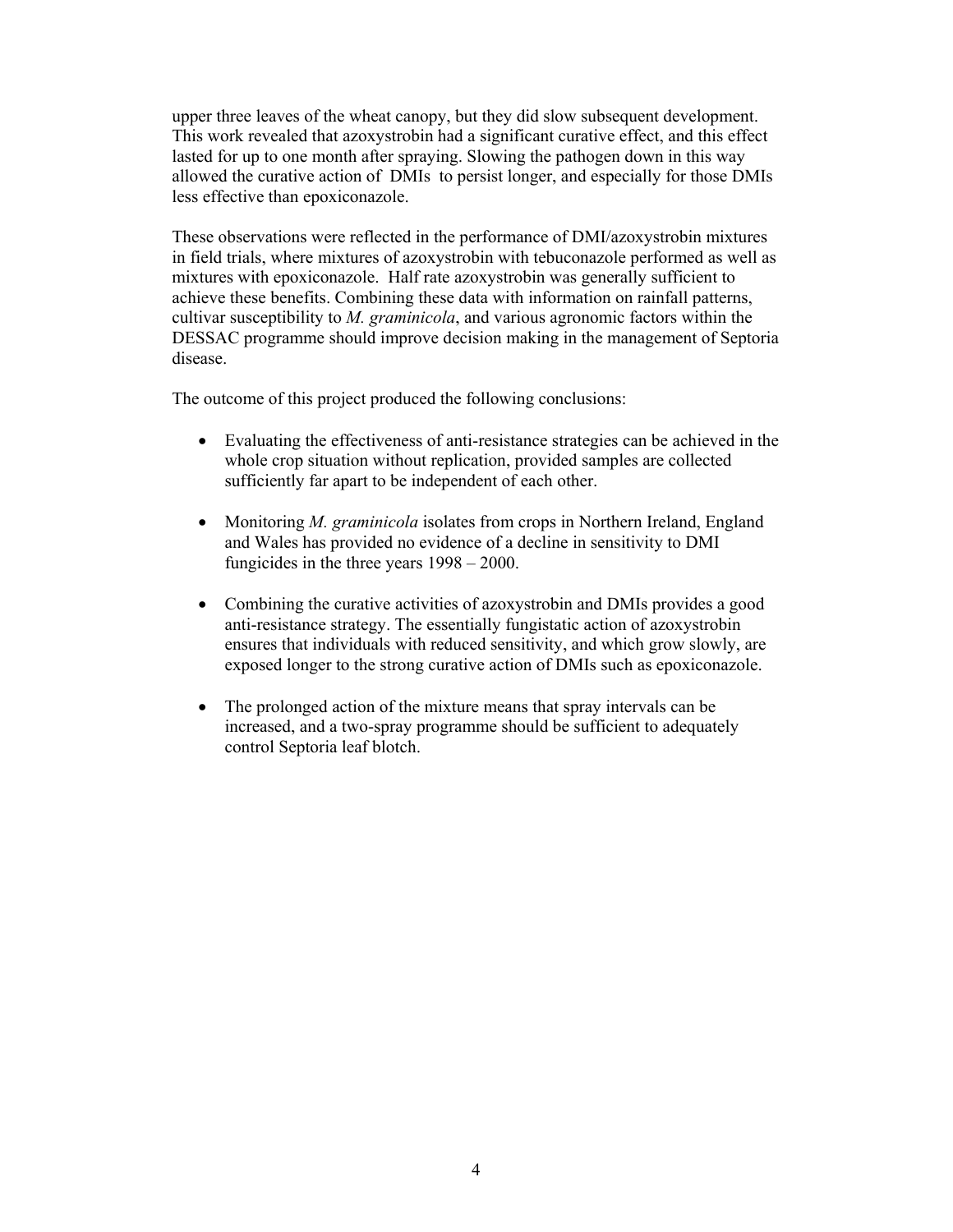upper three leaves of the wheat canopy, but they did slow subsequent development. This work revealed that azoxystrobin had a significant curative effect, and this effect lasted for up to one month after spraying. Slowing the pathogen down in this way allowed the curative action of DMIs to persist longer, and especially for those DMIs less effective than epoxiconazole.

These observations were reflected in the performance of DMI/azoxystrobin mixtures in field trials, where mixtures of azoxystrobin with tebuconazole performed as well as mixtures with epoxiconazole. Half rate azoxystrobin was generally sufficient to achieve these benefits. Combining these data with information on rainfall patterns, cultivar susceptibility to *M. graminicola*, and various agronomic factors within the DESSAC programme should improve decision making in the management of Septoria disease.

The outcome of this project produced the following conclusions:

- Evaluating the effectiveness of anti-resistance strategies can be achieved in the whole crop situation without replication, provided samples are collected sufficiently far apart to be independent of each other.

- Monitoring *M. graminicola* isolates from crops in Northern Ireland, England and Wales has provided no evidence of a decline in sensitivity to DMI fungicides in the three years 1998 – 2000.

- Combining the curative activities of azoxystrobin and DMIs provides a good anti-resistance strategy. The essentially fungistatic action of azoxystrobin ensures that individuals with reduced sensitivity, and which grow slowly, are exposed longer to the strong curative action of DMIs such as epoxiconazole.

- The prolonged action of the mixture means that spray intervals can be increased, and a two-spray programme should be sufficient to adequately control Septoria leaf blotch.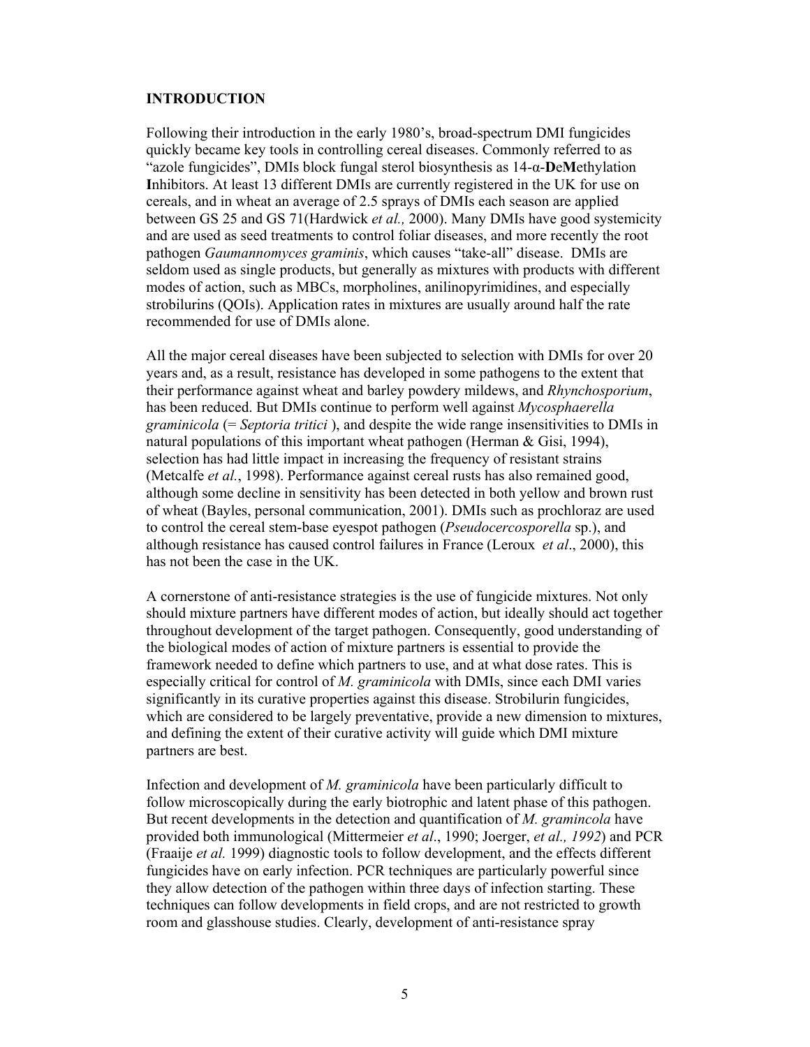## INTRODUCTION

Following their introduction in the early 1980's, broad-spectrum DMI fungicides quickly became key tools in controlling cereal diseases. Commonly referred to as "azole fungicides", DMIs block fungal sterol biosynthesis as 14-α-**D**e**M**ethylation **I**nhibitors. At least 13 different DMIs are currently registered in the UK for use on cereals, and in wheat an average of 2.5 sprays of DMIs each season are applied between GS 25 and GS 71(Hardwick *et al.,* 2000). Many DMIs have good systemicity and are used as seed treatments to control foliar diseases, and more recently the root pathogen *Gaumannomyces graminis*, which causes "take-all" disease. DMIs are seldom used as single products, but generally as mixtures with products with different modes of action, such as MBCs, morpholines, anilinopyrimidines, and especially strobilurins (QOIs). Application rates in mixtures are usually around half the rate recommended for use of DMIs alone.

All the major cereal diseases have been subjected to selection with DMIs for over 20 years and, as a result, resistance has developed in some pathogens to the extent that their performance against wheat and barley powdery mildews, and *Rhynchosporium*, has been reduced. But DMIs continue to perform well against *Mycosphaerella graminicola* (= *Septoria tritici* ), and despite the wide range insensitivities to DMIs in natural populations of this important wheat pathogen (Herman & Gisi, 1994), selection has had little impact in increasing the frequency of resistant strains (Metcalfe *et al.*, 1998). Performance against cereal rusts has also remained good, although some decline in sensitivity has been detected in both yellow and brown rust of wheat (Bayles, personal communication, 2001). DMIs such as prochloraz are used to control the cereal stem-base eyespot pathogen (*Pseudocercosporella* sp.), and although resistance has caused control failures in France (Leroux *et al*., 2000), this has not been the case in the UK.

A cornerstone of anti-resistance strategies is the use of fungicide mixtures. Not only should mixture partners have different modes of action, but ideally should act together throughout development of the target pathogen. Consequently, good understanding of the biological modes of action of mixture partners is essential to provide the framework needed to define which partners to use, and at what dose rates. This is especially critical for control of *M. graminicola* with DMIs, since each DMI varies significantly in its curative properties against this disease. Strobilurin fungicides, which are considered to be largely preventative, provide a new dimension to mixtures, and defining the extent of their curative activity will guide which DMI mixture partners are best.

Infection and development of *M. graminicola* have been particularly difficult to follow microscopically during the early biotrophic and latent phase of this pathogen. But recent developments in the detection and quantification of *M. gramincola* have provided both immunological (Mittermeier *et al*., 1990; Joerger, *et al., 1992*) and PCR (Fraaije *et al.* 1999) diagnostic tools to follow development, and the effects different fungicides have on early infection. PCR techniques are particularly powerful since they allow detection of the pathogen within three days of infection starting. These techniques can follow developments in field crops, and are not restricted to growth room and glasshouse studies. Clearly, development of anti-resistance spray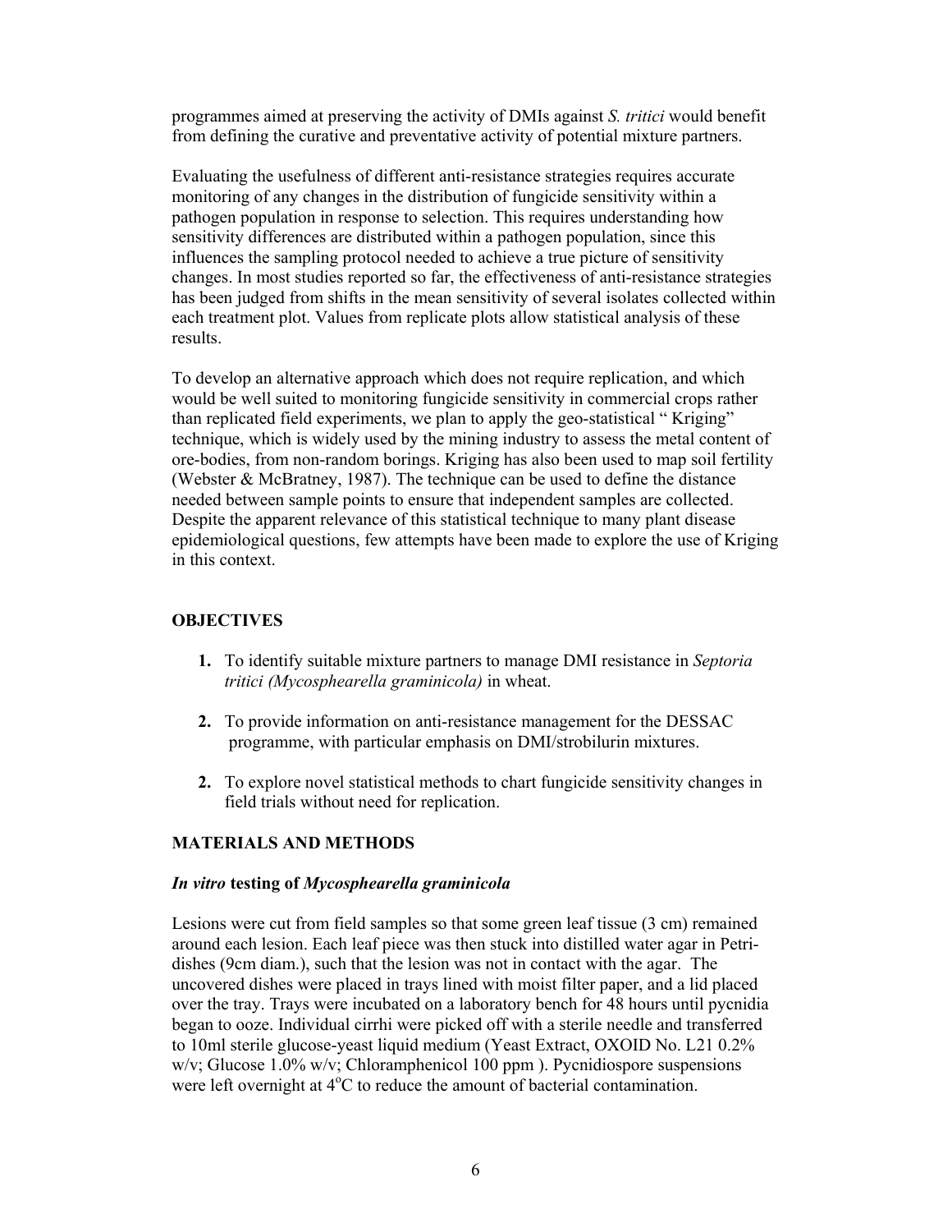programmes aimed at preserving the activity of DMIs against *S. tritici* would benefit from defining the curative and preventative activity of potential mixture partners.

Evaluating the usefulness of different anti-resistance strategies requires accurate monitoring of any changes in the distribution of fungicide sensitivity within a pathogen population in response to selection. This requires understanding how sensitivity differences are distributed within a pathogen population, since this influences the sampling protocol needed to achieve a true picture of sensitivity changes. In most studies reported so far, the effectiveness of anti-resistance strategies has been judged from shifts in the mean sensitivity of several isolates collected within each treatment plot. Values from replicate plots allow statistical analysis of these results.

To develop an alternative approach which does not require replication, and which would be well suited to monitoring fungicide sensitivity in commercial crops rather than replicated field experiments, we plan to apply the geo-statistical " Kriging" technique, which is widely used by the mining industry to assess the metal content of ore-bodies, from non-random borings. Kriging has also been used to map soil fertility (Webster & McBratney, 1987). The technique can be used to define the distance needed between sample points to ensure that independent samples are collected. Despite the apparent relevance of this statistical technique to many plant disease epidemiological questions, few attempts have been made to explore the use of Kriging in this context.

## OBJECTIVES

1. To identify suitable mixture partners to manage DMI resistance in *Septoria tritici (Mycospheaerella graminicola)* in wheat.

2. To provide information on anti-resistance management for the DESSAC programme, with particular emphasis on DMI/strobilurin mixtures.

2. To explore novel statistical methods to chart fungicide sensitivity changes in field trials without need for replication.

## MATERIALS AND METHODS

### *In vitro* testing of *Mycosphearella graminicola*

Lesions were cut from field samples so that some green leaf tissue (3 cm) remained around each lesion. Each leaf piece was then stuck into distilled water agar in Petri-dishes (9cm diam.), such that the lesion was not in contact with the agar. The uncovered dishes were placed in trays lined with moist filter paper, and a lid placed over the tray. Trays were incubated on a laboratory bench for 48 hours until pycnidia began to ooze. Individual cirrhi were picked off with a sterile needle and transferred to 10ml sterile glucose-yeast liquid medium (Yeast Extract, OXOID No. L21 0.2% w/v; Glucose 1.0% w/v; Chloramphenicol 100 ppm ). Pycnidiospore suspensions were left overnight at $4^{o}$C to reduce the amount of bacterial contamination.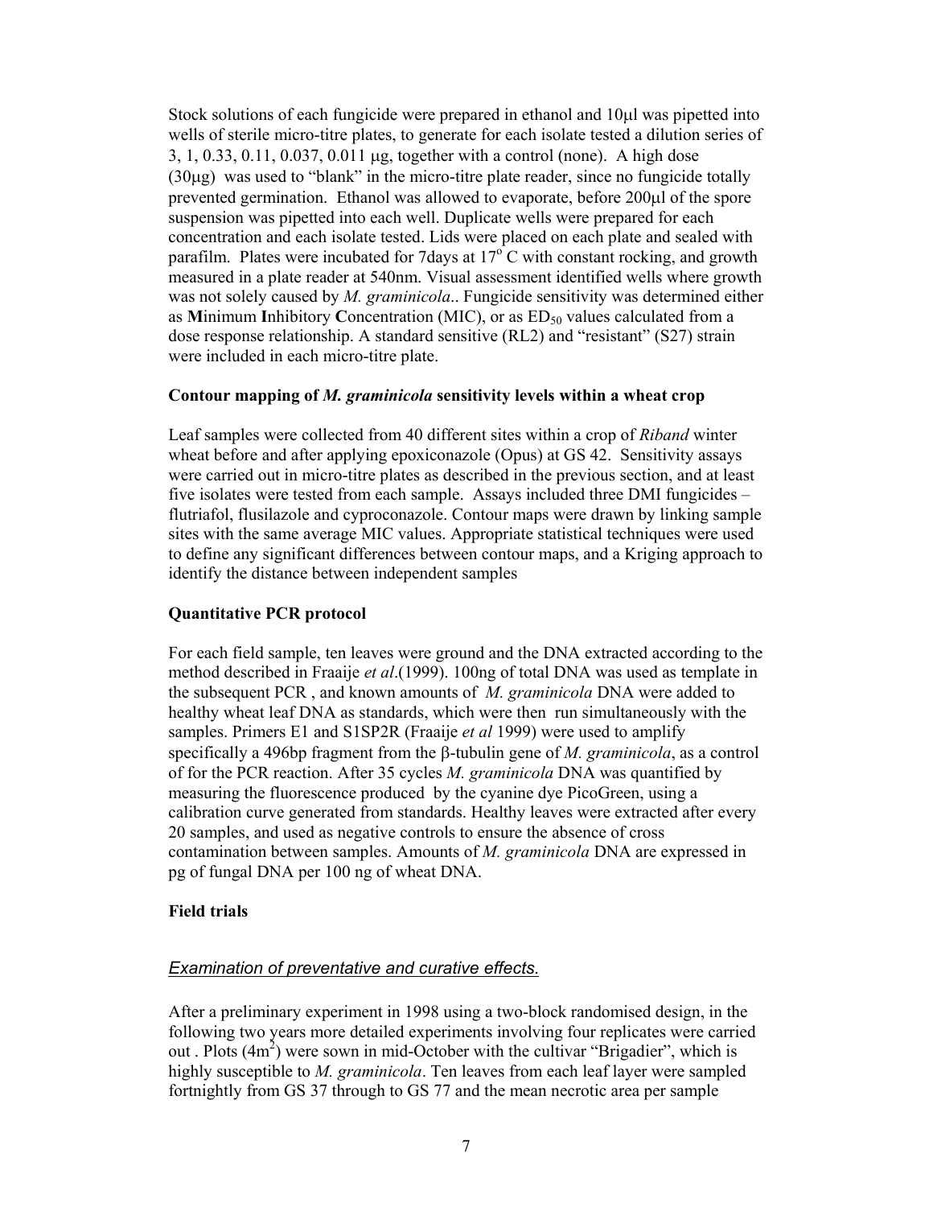Stock solutions of each fungicide were prepared in ethanol and 10μl was pipetted into wells of sterile micro-titre plates, to generate for each isolate tested a dilution series of 3, 1, 0.33, 0.11, 0.037, 0.011 μg, together with a control (none). A high dose (30μg) was used to "blank" in the micro-titre plate reader, since no fungicide totally prevented germination. Ethanol was allowed to evaporate, before 200μl of the spore suspension was pipetted into each well. Duplicate wells were prepared for each concentration and each isolate tested. Lids were placed on each plate and sealed with parafilm. Plates were incubated for 7days at 17$^{o}$ C with constant rocking, and growth measured in a plate reader at 540nm. Visual assessment identified wells where growth was not solely caused by *M. graminicola*.. Fungicide sensitivity was determined either as **M**inimum **I**nhibitory **C**oncentration (MIC), or as $ED_{50}$ values calculated from a dose response relationship. A standard sensitive (RL2) and "resistant" (S27) strain were included in each micro-titre plate.

**Contour mapping of *M. graminicola* sensitivity levels within a wheat crop**

Leaf samples were collected from 40 different sites within a crop of *Riband* winter wheat before and after applying epoxiconazole (Opus) at GS 42. Sensitivity assays were carried out in micro-titre plates as described in the previous section, and at least five isolates were tested from each sample. Assays included three DMI fungicides – flutriafol, flusilazole and cyproconazole. Contour maps were drawn by linking sample sites with the same average MIC values. Appropriate statistical techniques were used to define any significant differences between contour maps, and a Kriging approach to identify the distance between independent samples

**Quantitative PCR protocol**

For each field sample, ten leaves were ground and the DNA extracted according to the method described in Fraaije *et al*.(1999). 100ng of total DNA was used as template in the subsequent PCR , and known amounts of *M. graminicola* DNA were added to healthy wheat leaf DNA as standards, which were then run simultaneously with the samples. Primers E1 and S1SP2R (Fraaije *et al* 1999) were used to amplify specifically a 496bp fragment from the β-tubulin gene of *M. graminicola*, as a control of for the PCR reaction. After 35 cycles *M. graminicola* DNA was quantified by measuring the fluorescence produced by the cyanine dye PicoGreen, using a calibration curve generated from standards. Healthy leaves were extracted after every 20 samples, and used as negative controls to ensure the absence of cross contamination between samples. Amounts of *M. graminicola* DNA are expressed in pg of fungal DNA per 100 ng of wheat DNA.

**Field trials**

*Examination of preventative and curative effects.*

After a preliminary experiment in 1998 using a two-block randomised design, in the following two years more detailed experiments involving four replicates were carried out . Plots ($4m^2$) were sown in mid-October with the cultivar "Brigadier", which is highly susceptible to *M. graminicola*. Ten leaves from each leaf layer were sampled fortnightly from GS 37 through to GS 77 and the mean necrotic area per sample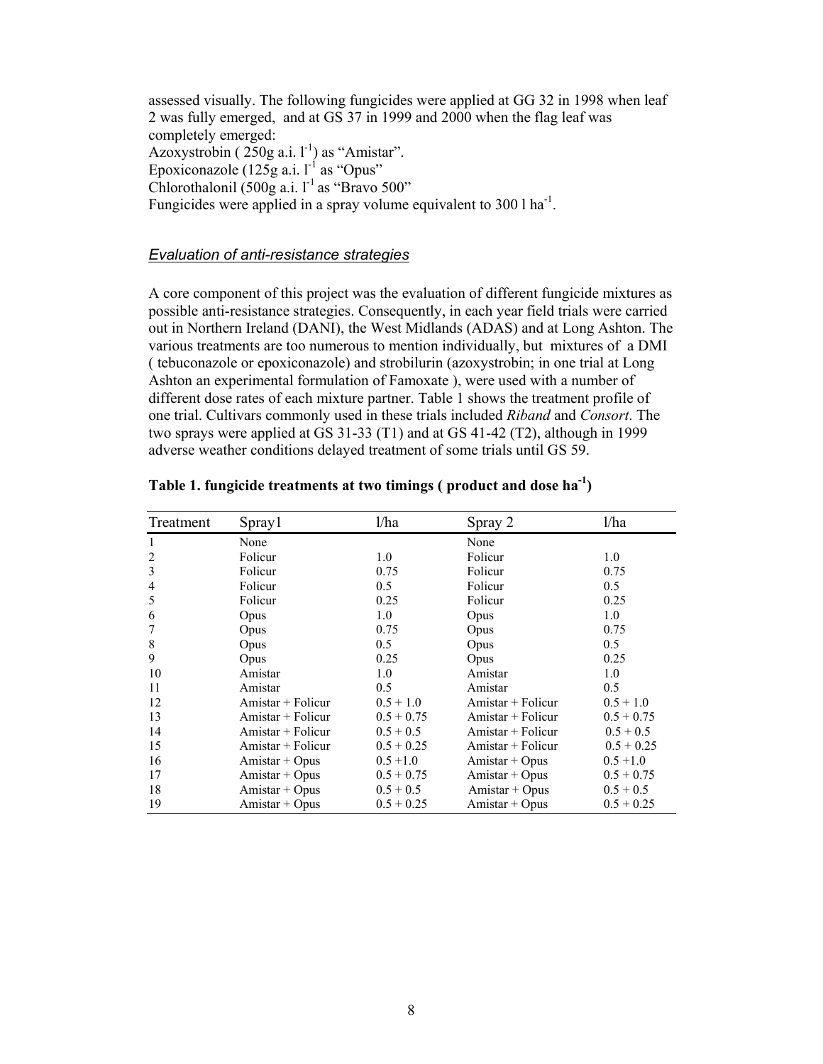assessed visually. The following fungicides were applied at GG 32 in 1998 when leaf 2 was fully emerged, and at GS 37 in 1999 and 2000 when the flag leaf was completely emerged:

Azoxystrobin ( 250g a.i. $l^{-1}$) as "Amistar".
Epoxiconazole (125g a.i. $l^{-1}$ as "Opus"
Chlorothalonil (500g a.i. $l^{-1}$ as "Bravo 500"
Fungicides were applied in a spray volume equivalent to 300 l $ha^{-1}$.

### *Evaluation of anti-resistance strategies*

A core component of this project was the evaluation of different fungicide mixtures as possible anti-resistance strategies. Consequently, in each year field trials were carried out in Northern Ireland (DANI), the West Midlands (ADAS) and at Long Ashton. The various treatments are too numerous to mention individually, but mixtures of a DMI ( tebuconazole or epoxiconazole) and strobilurin (azoxystrobin; in one trial at Long Ashton an experimental formulation of Famoxate ), were used with a number of different dose rates of each mixture partner. Table 1 shows the treatment profile of one trial. Cultivars commonly used in these trials included *Riband* and *Consort*. The two sprays were applied at GS 31-33 (T1) and at GS 41-42 (T2), although in 1999 adverse weather conditions delayed treatment of some trials until GS 59.

**Table 1. fungicide treatments at two timings ( product and dose $ha^{-1}$)**

| Treatment | Spray1 | l/ha | Spray 2 | l/ha |
|---|---|---|---|---|
| 1 | None | | None | |
| 2 | Folicur | 1.0 | Folicur | 1.0 |
| 3 | Folicur | 0.75 | Folicur | 0.75 |
| 4 | Folicur | 0.5 | Folicur | 0.5 |
| 5 | Folicur | 0.25 | Folicur | 0.25 |
| 6 | Opus | 1.0 | Opus | 1.0 |
| 7 | Opus | 0.75 | Opus | 0.75 |
| 8 | Opus | 0.5 | Opus | 0.5 |
| 9 | Opus | 0.25 | Opus | 0.25 |
| 10 | Amistar | 1.0 | Amistar | 1.0 |
| 11 | Amistar | 0.5 | Amistar | 0.5 |
| 12 | Amistar + Folicur | 0.5 + 1.0 | Amistar + Folicur | 0.5 + 1.0 |
| 13 | Amistar + Folicur | 0.5 + 0.75 | Amistar + Folicur | 0.5 + 0.75 |
| 14 | Amistar + Folicur | 0.5 + 0.5 | Amistar + Folicur | 0.5 + 0.5 |
| 15 | Amistar + Folicur | 0.5 + 0.25 | Amistar + Folicur | 0.5 + 0.25 |
| 16 | Amistar + Opus | 0.5 +1.0 | Amistar + Opus | 0.5 +1.0 |
| 17 | Amistar + Opus | 0.5 + 0.75 | Amistar + Opus | 0.5 + 0.75 |
| 18 | Amistar + Opus | 0.5 + 0.5 | Amistar + Opus | 0.5 + 0.5 |
| 19 | Amistar + Opus | 0.5 + 0.25 | Amistar + Opus | 0.5 + 0.25 |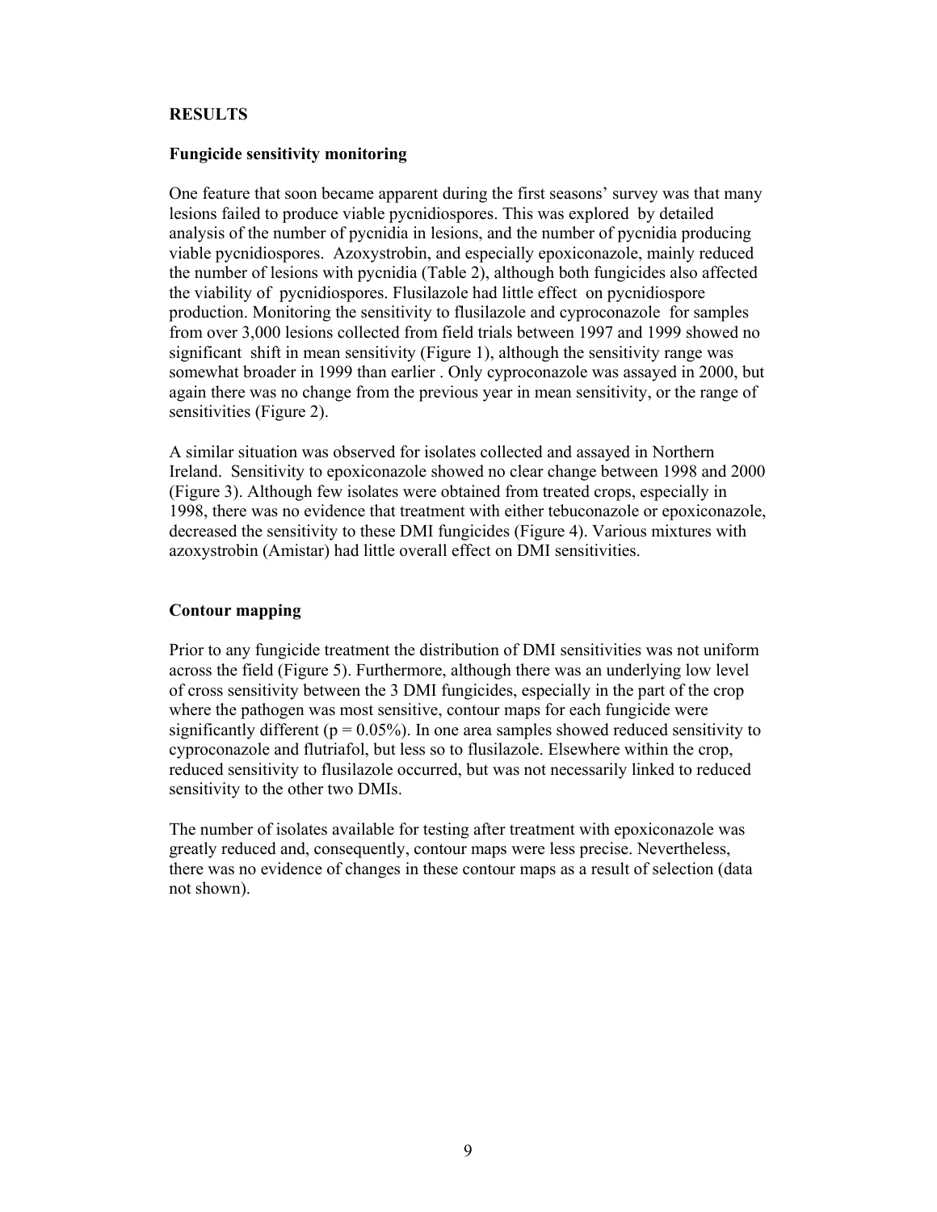## RESULTS

### Fungicide sensitivity monitoring

One feature that soon became apparent during the first seasons' survey was that many lesions failed to produce viable pycnidiospores. This was explored by detailed analysis of the number of pycnidia in lesions, and the number of pycnidia producing viable pycnidiospores. Azoxystrobin, and especially epoxiconazole, mainly reduced the number of lesions with pycnidia (Table 2), although both fungicides also affected the viability of pycnidiospores. Flusilazole had little effect on pycnidiospore production. Monitoring the sensitivity to flusilazole and cyproconazole for samples from over 3,000 lesions collected from field trials between 1997 and 1999 showed no significant shift in mean sensitivity (Figure 1), although the sensitivity range was somewhat broader in 1999 than earlier . Only cyproconazole was assayed in 2000, but again there was no change from the previous year in mean sensitivity, or the range of sensitivities (Figure 2).

A similar situation was observed for isolates collected and assayed in Northern Ireland. Sensitivity to epoxiconazole showed no clear change between 1998 and 2000 (Figure 3). Although few isolates were obtained from treated crops, especially in 1998, there was no evidence that treatment with either tebuconazole or epoxiconazole, decreased the sensitivity to these DMI fungicides (Figure 4). Various mixtures with azoxystrobin (Amistar) had little overall effect on DMI sensitivities.

### Contour mapping

Prior to any fungicide treatment the distribution of DMI sensitivities was not uniform across the field (Figure 5). Furthermore, although there was an underlying low level of cross sensitivity between the 3 DMI fungicides, especially in the part of the crop where the pathogen was most sensitive, contour maps for each fungicide were significantly different ($p = 0.05\%$). In one area samples showed reduced sensitivity to cyproconazole and flutriafol, but less so to flusilazole. Elsewhere within the crop, reduced sensitivity to flusilazole occurred, but was not necessarily linked to reduced sensitivity to the other two DMIs.

The number of isolates available for testing after treatment with epoxiconazole was greatly reduced and, consequently, contour maps were less precise. Nevertheless, there was no evidence of changes in these contour maps as a result of selection (data not shown).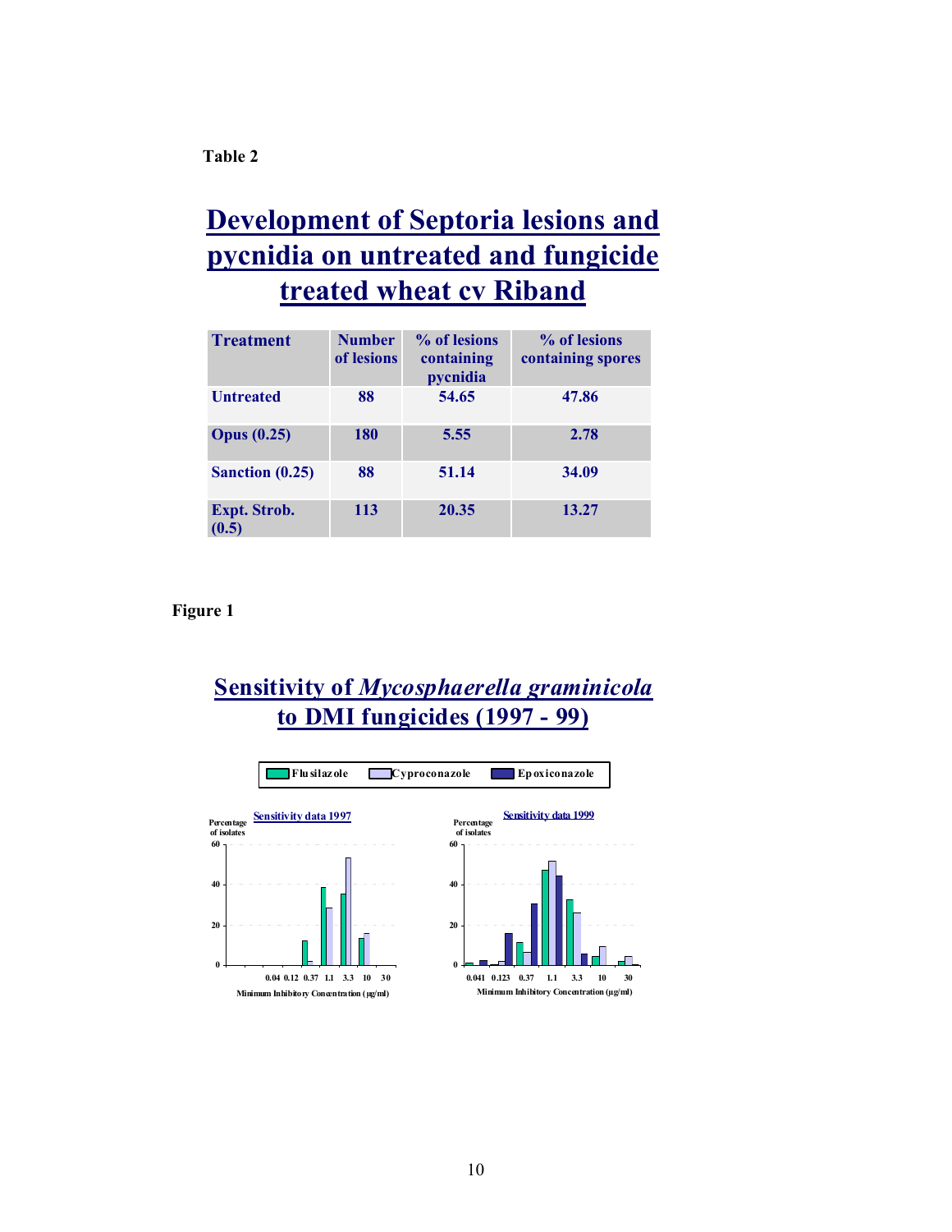Table 2

## Development of Septoria lesions and pycnidia on untreated and fungicide treated wheat cv Riband

| Treatment | Number of lesions | % of lesions containing pycnidia | % of lesions containing spores |
|---|---|---|---|
| Untreated | 88 | 54.65 | 47.86 |
| Opus (0.25) | 180 | 5.55 | 2.78 |
| Sanction (0.25) | 88 | 51.14 | 34.09 |
| Expt. Strob. (0.5) | 113 | 20.35 | 13.27 |

Figure 1

## Sensitivity of *Mycosphaerella graminicola* to DMI fungicides (1997 - 99)

Flusilazole | Cyproconazole | Epoxiconazole

Sensitivity data 1997

Percentage of isolates

Minimum Inhibitory Concentration (µg/ml)

Sensitivity data 1999

Percentage of isolates

Minimum Inhibitory Concentration (µg/ml)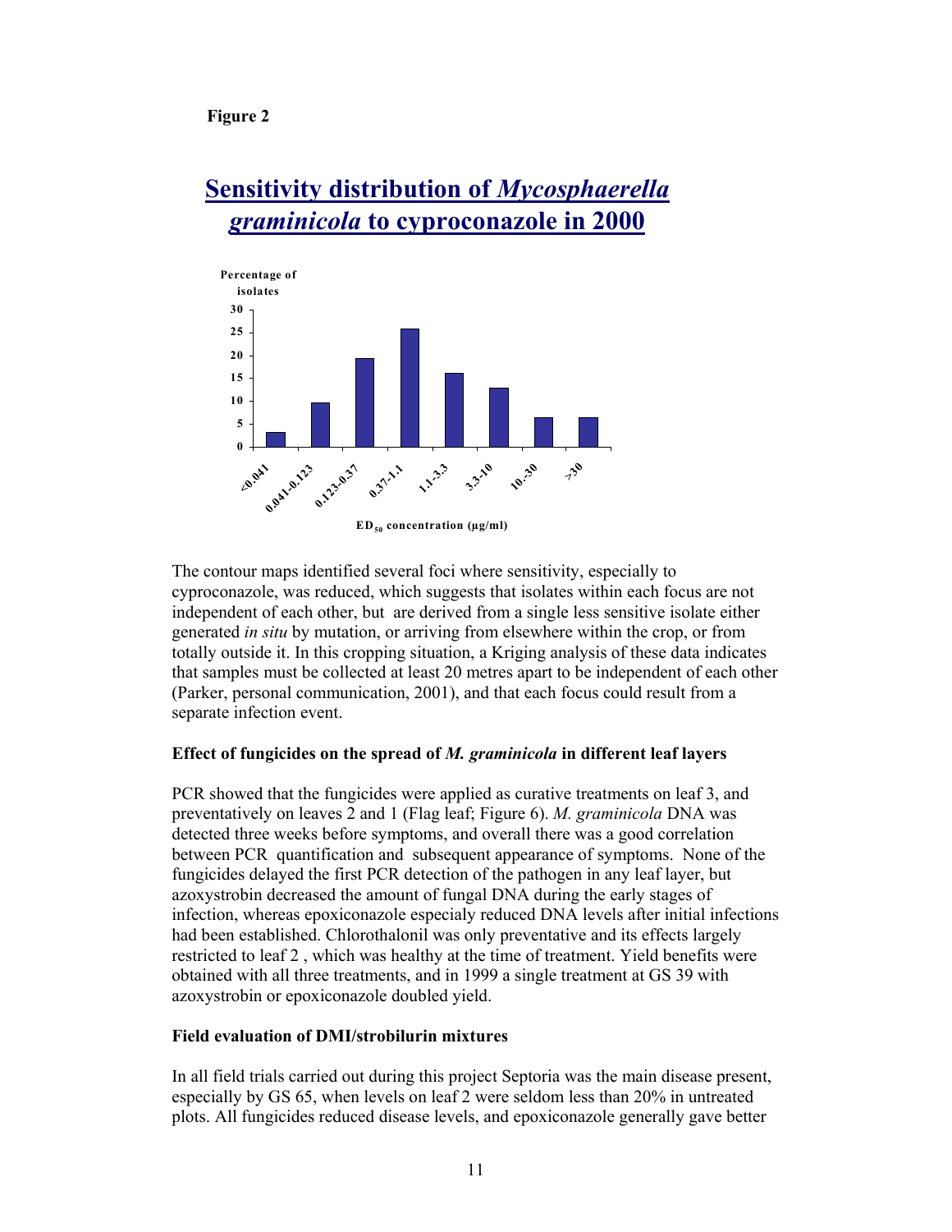**Figure 2**

## Sensitivity distribution of *Mycosphaerella graminicola* to cyproconazole in 2000

The contour maps identified several foci where sensitivity, especially to cyproconazole, was reduced, which suggests that isolates within each focus are not independent of each other, but are derived from a single less sensitive isolate either generated *in situ* by mutation, or arriving from elsewhere within the crop, or from totally outside it. In this cropping situation, a Kriging analysis of these data indicates that samples must be collected at least 20 metres apart to be independent of each other (Parker, personal communication, 2001), and that each focus could result from a separate infection event.

### Effect of fungicides on the spread of *M. graminicola* in different leaf layers

PCR showed that the fungicides were applied as curative treatments on leaf 3, and preventatively on leaves 2 and 1 (Flag leaf; Figure 6). *M. graminicola* DNA was detected three weeks before symptoms, and overall there was a good correlation between PCR quantification and subsequent appearance of symptoms. None of the fungicides delayed the first PCR detection of the pathogen in any leaf layer, but azoxystrobin decreased the amount of fungal DNA during the early stages of infection, whereas epoxiconazole especialy reduced DNA levels after initial infections had been established. Chlorothalonil was only preventative and its effects largely restricted to leaf 2 , which was healthy at the time of treatment. Yield benefits were obtained with all three treatments, and in 1999 a single treatment at GS 39 with azoxystrobin or epoxiconazole doubled yield.

### Field evaluation of DMI/strobilurin mixtures

In all field trials carried out during this project Septoria was the main disease present, especially by GS 65, when levels on leaf 2 were seldom less than 20% in untreated plots. All fungicides reduced disease levels, and epoxiconazole generally gave better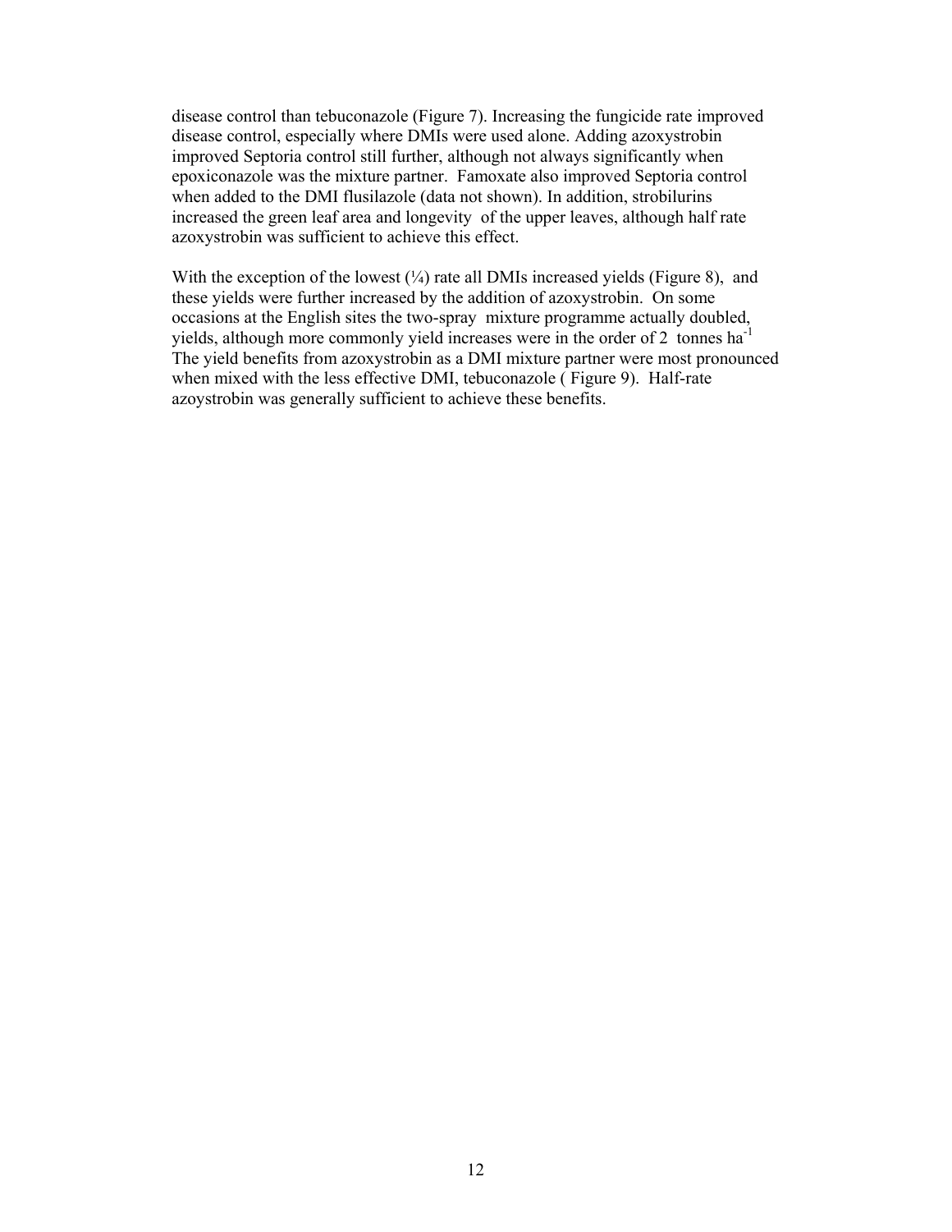disease control than tebuconazole (Figure 7). Increasing the fungicide rate improved disease control, especially where DMIs were used alone. Adding azoxystrobin improved Septoria control still further, although not always significantly when epoxiconazole was the mixture partner. Famoxate also improved Septoria control when added to the DMI flusilazole (data not shown). In addition, strobilurins increased the green leaf area and longevity of the upper leaves, although half rate azoxystrobin was sufficient to achieve this effect.

With the exception of the lowest (¼) rate all DMIs increased yields (Figure 8), and these yields were further increased by the addition of azoxystrobin. On some occasions at the English sites the two-spray mixture programme actually doubled, yields, although more commonly yield increases were in the order of 2 tonnes $ha^{-1}$ The yield benefits from azoxystrobin as a DMI mixture partner were most pronounced when mixed with the less effective DMI, tebuconazole ( Figure 9). Half-rate azoystrobin was generally sufficient to achieve these benefits.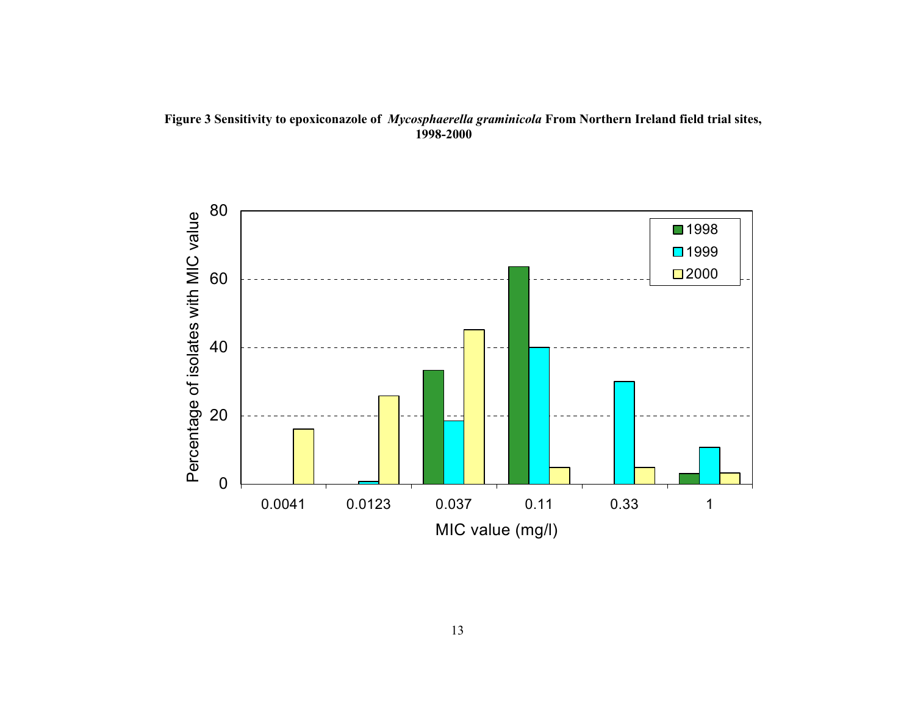**Figure 3 Sensitivity to epoxiconazole of *Mycosphaerella graminicola* From Northern Ireland field trial sites, 1998-2000**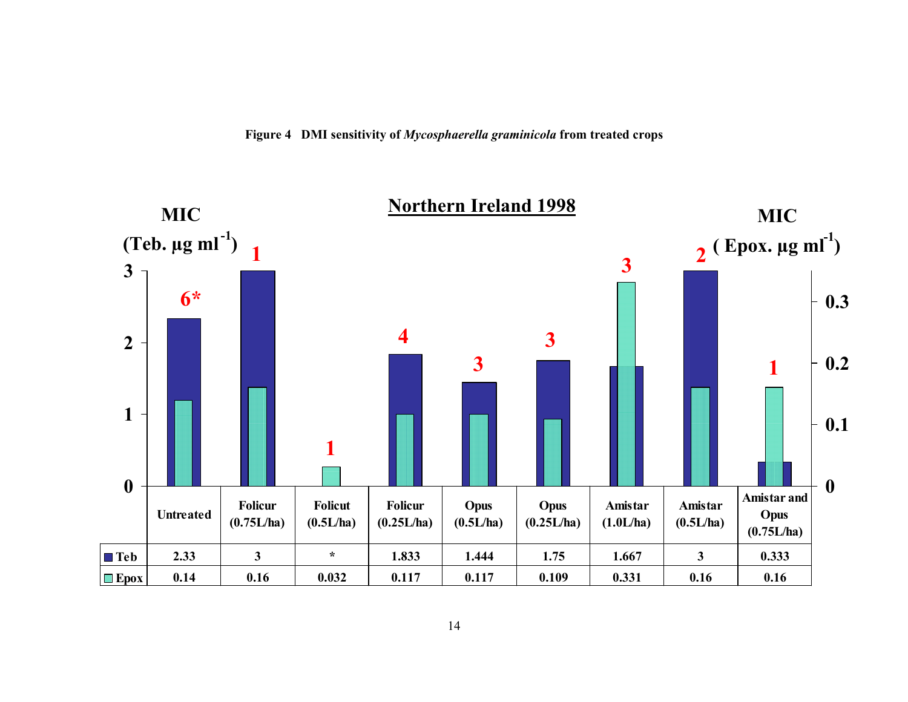**Figure 4 DMI sensitivity of *Mycosphaerella graminicola* from treated crops**

## Northern Ireland 1998

MIC (Teb. µg ml$^{-1}$) — MIC ( Epox. µg ml$^{-1}$)

| | Untreated | Folicur (0.75L/ha) | Folicut (0.5L/ha) | Folicur (0.25L/ha) | Opus (0.5L/ha) | Opus (0.25L/ha) | Amistar (1.0L/ha) | Amistar (0.5L/ha) | Amistar and Opus (0.75L/ha) |
|---|---|---|---|---|---|---|---|---|---|
| | 6* | 1 | 1 | 4 | 3 | 3 | 3 | 2 | 1 |
| Teb | 2.33 | 3 | * | 1.833 | 1.444 | 1.75 | 1.667 | 3 | 0.333 |
| Epox | 0.14 | 0.16 | 0.032 | 0.117 | 0.117 | 0.109 | 0.331 | 0.16 | 0.16 |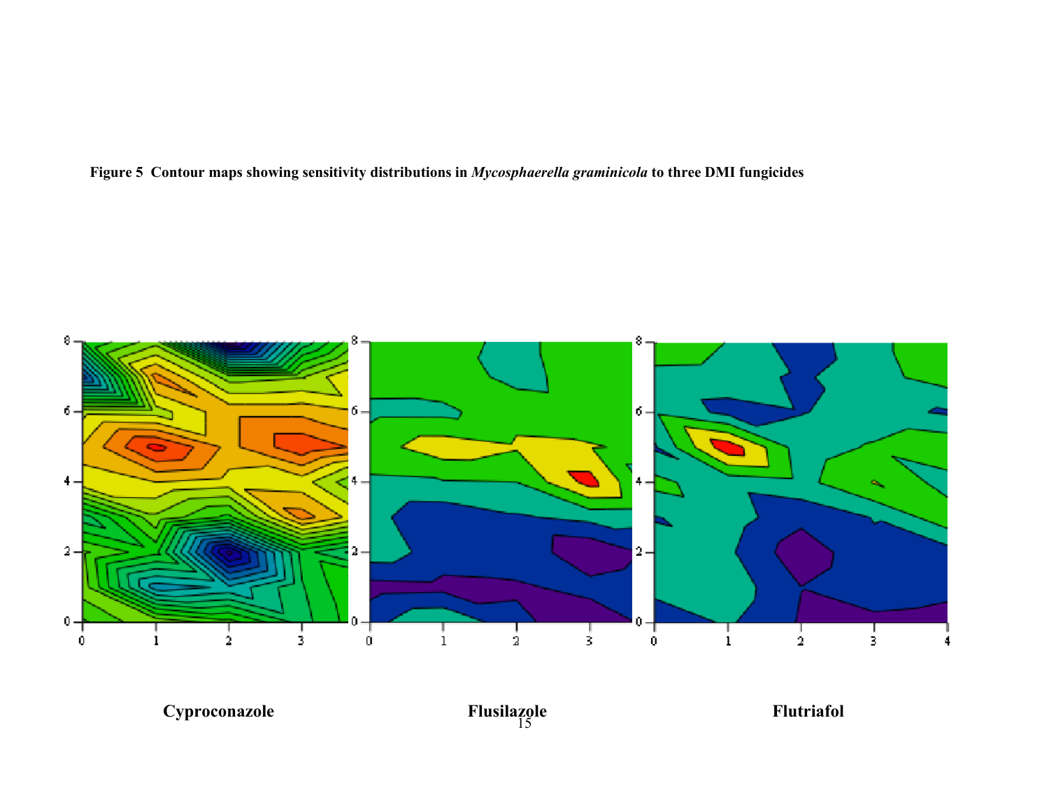**Figure 5 Contour maps showing sensitivity distributions in *Mycosphaerella graminicola* to three DMI fungicides**

**Cyproconazole** **Flusilazole** **Flutriafol**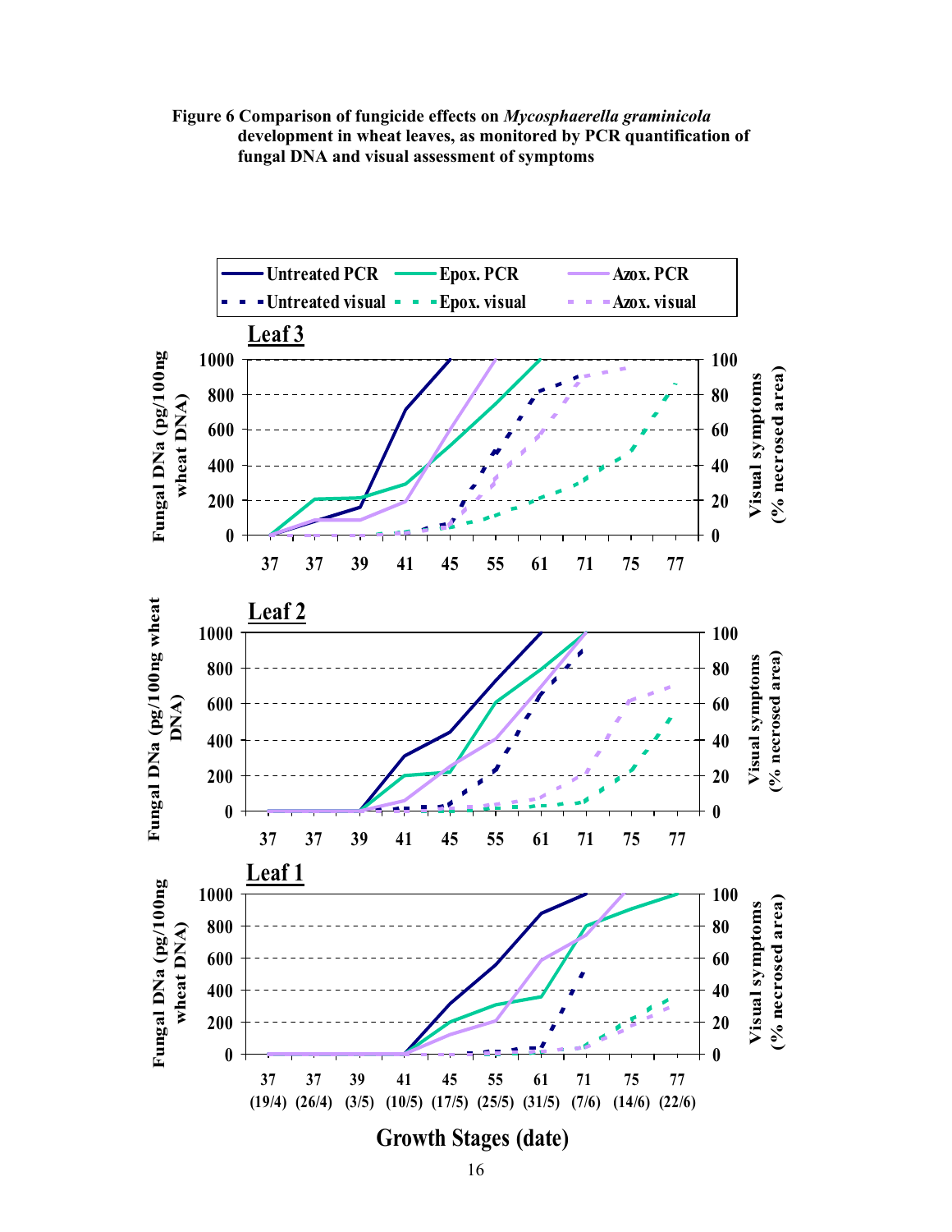**Figure 6 Comparison of fungicide effects on *Mycosphaerella graminicola* development in wheat leaves, as monitored by PCR quantification of fungal DNA and visual assessment of symptoms**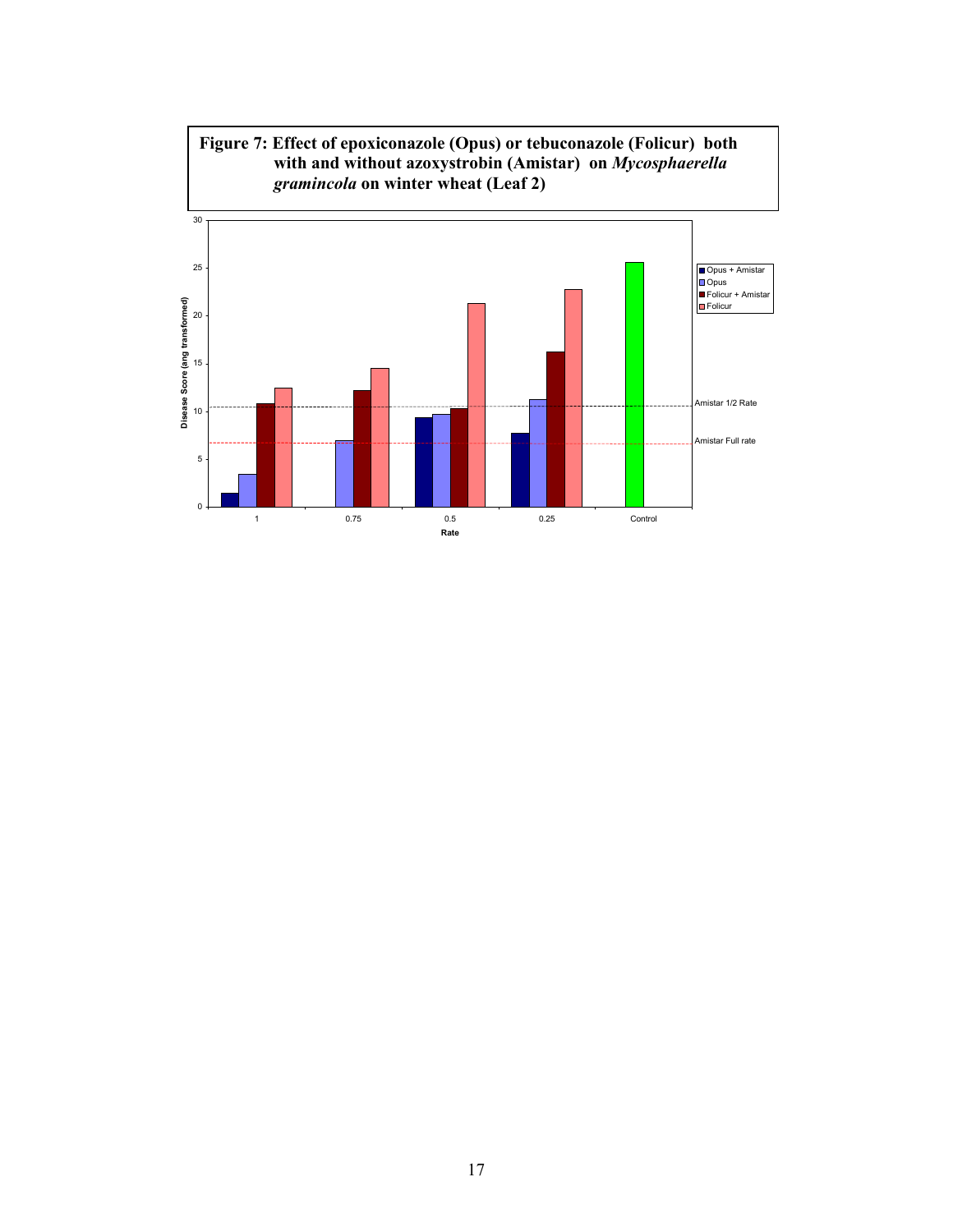**Figure 7: Effect of epoxiconazole (Opus) or tebuconazole (Folicur) both with and without azoxystrobin (Amistar) on *Mycosphaerella graminicola* on winter wheat (Leaf 2)**

Disease Score (ang transformed)

Legend: Opus + Amistar; Opus; Folicur + Amistar; Folicur

Reference lines: Amistar 1/2 Rate; Amistar Full rate

Rate: 1, 0.75, 0.5, 0.25, Control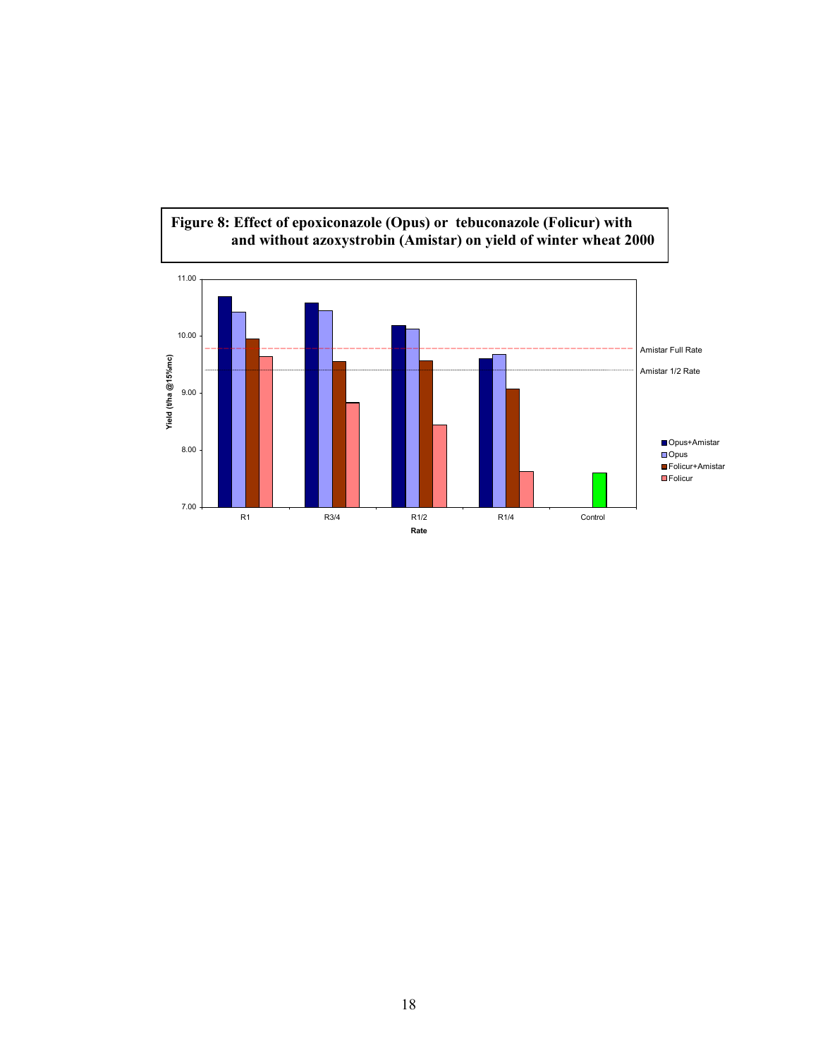**Figure 8: Effect of epoxiconazole (Opus) or tebuconazole (Folicur) with and without azoxystrobin (Amistar) on yield of winter wheat 2000**

Yield (t/ha @15%mc)

11.00
10.00
9.00
8.00
7.00

Amistar Full Rate

Amistar 1/2 Rate

Opus+Amistar
Opus
Folicur+Amistar
Folicur

R1 R3/4 R1/2 R1/4 Control

Rate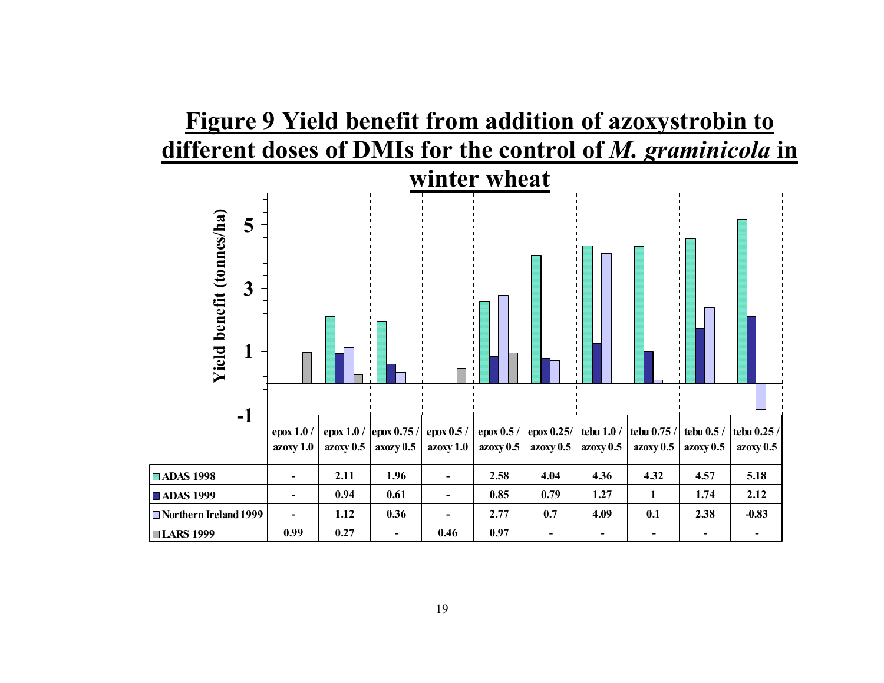## Figure 9 Yield benefit from addition of azoxystrobin to different doses of DMIs for the control of *M. graminicola* in winter wheat

| | epox 1.0 / azoxy 1.0 | epox 1.0 / azoxy 0.5 | epox 0.75 / azoxy 0.5 | epox 0.5 / azoxy 1.0 | epox 0.5 / azoxy 0.5 | epox 0.25/ azoxy 0.5 | tebu 1.0 / azoxy 0.5 | tebu 0.75 / azoxy 0.5 | tebu 0.5 / azoxy 0.5 | tebu 0.25 / azoxy 0.5 |
|---|---|---|---|---|---|---|---|---|---|---|
| ADAS 1998 | - | 2.11 | 1.96 | - | 2.58 | 4.04 | 4.36 | 4.32 | 4.57 | 5.18 |
| ADAS 1999 | - | 0.94 | 0.61 | - | 0.85 | 0.79 | 1.27 | 1 | 1.74 | 2.12 |
| Northern Ireland 1999 | - | 1.12 | 0.36 | - | 2.77 | 0.7 | 4.09 | 0.1 | 2.38 | -0.83 |
| LARS 1999 | 0.99 | 0.27 | - | 0.46 | 0.97 | - | - | - | - | - |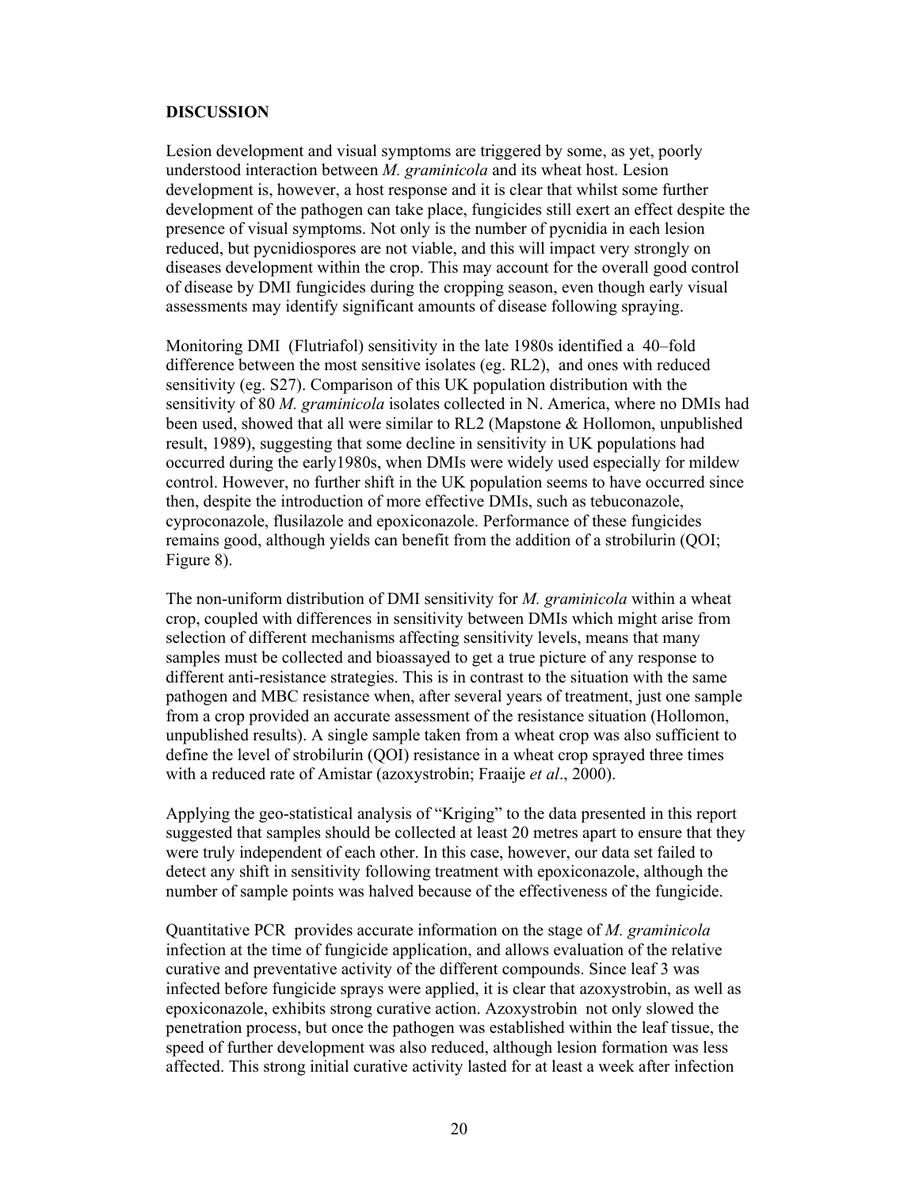## DISCUSSION

Lesion development and visual symptoms are triggered by some, as yet, poorly understood interaction between *M. graminicola* and its wheat host. Lesion development is, however, a host response and it is clear that whilst some further development of the pathogen can take place, fungicides still exert an effect despite the presence of visual symptoms. Not only is the number of pycnidia in each lesion reduced, but pycnidiospores are not viable, and this will impact very strongly on diseases development within the crop. This may account for the overall good control of disease by DMI fungicides during the cropping season, even though early visual assessments may identify significant amounts of disease following spraying.

Monitoring DMI (Flutriafol) sensitivity in the late 1980s identified a 40–fold difference between the most sensitive isolates (eg. RL2), and ones with reduced sensitivity (eg. S27). Comparison of this UK population distribution with the sensitivity of 80 *M. graminicola* isolates collected in N. America, where no DMIs had been used, showed that all were similar to RL2 (Mapstone & Hollomon, unpublished result, 1989), suggesting that some decline in sensitivity in UK populations had occurred during the early1980s, when DMIs were widely used especially for mildew control. However, no further shift in the UK population seems to have occurred since then, despite the introduction of more effective DMIs, such as tebuconazole, cyproconazole, flusilazole and epoxiconazole. Performance of these fungicides remains good, although yields can benefit from the addition of a strobilurin (QOI; Figure 8).

The non-uniform distribution of DMI sensitivity for *M. graminicola* within a wheat crop, coupled with differences in sensitivity between DMIs which might arise from selection of different mechanisms affecting sensitivity levels, means that many samples must be collected and bioassayed to get a true picture of any response to different anti-resistance strategies. This is in contrast to the situation with the same pathogen and MBC resistance when, after several years of treatment, just one sample from a crop provided an accurate assessment of the resistance situation (Hollomon, unpublished results). A single sample taken from a wheat crop was also sufficient to define the level of strobilurin (QOI) resistance in a wheat crop sprayed three times with a reduced rate of Amistar (azoxystrobin; Fraaije *et al*., 2000).

Applying the geo-statistical analysis of "Kriging" to the data presented in this report suggested that samples should be collected at least 20 metres apart to ensure that they were truly independent of each other. In this case, however, our data set failed to detect any shift in sensitivity following treatment with epoxiconazole, although the number of sample points was halved because of the effectiveness of the fungicide.

Quantitative PCR provides accurate information on the stage of *M. graminicola* infection at the time of fungicide application, and allows evaluation of the relative curative and preventative activity of the different compounds. Since leaf 3 was infected before fungicide sprays were applied, it is clear that azoxystrobin, as well as epoxiconazole, exhibits strong curative action. Azoxystrobin not only slowed the penetration process, but once the pathogen was established within the leaf tissue, the speed of further development was also reduced, although lesion formation was less affected. This strong initial curative activity lasted for at least a week after infection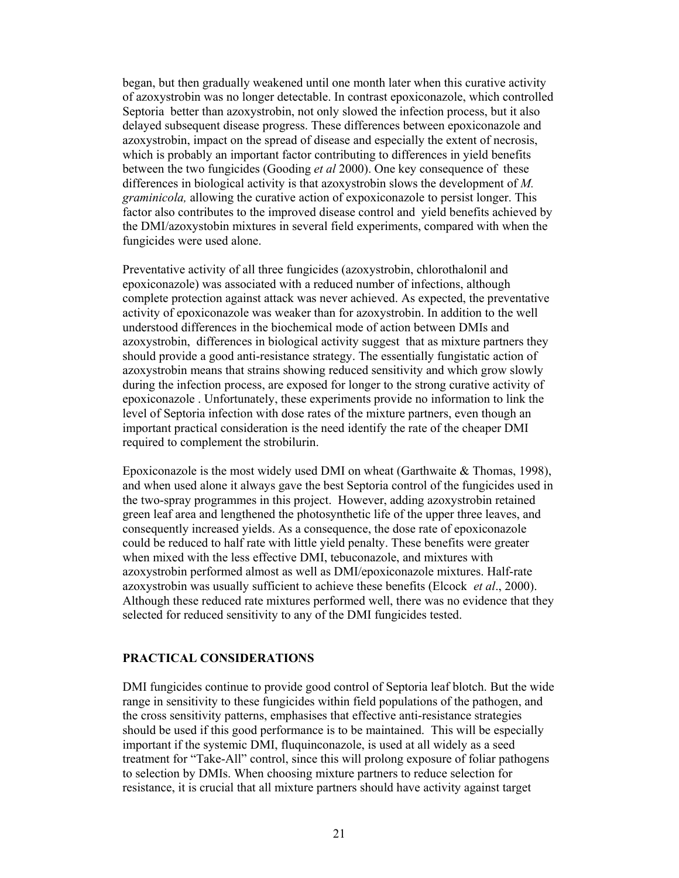began, but then gradually weakened until one month later when this curative activity of azoxystrobin was no longer detectable. In contrast epoxiconazole, which controlled Septoria better than azoxystrobin, not only slowed the infection process, but it also delayed subsequent disease progress. These differences between epoxiconazole and azoxystrobin, impact on the spread of disease and especially the extent of necrosis, which is probably an important factor contributing to differences in yield benefits between the two fungicides (Gooding *et al* 2000). One key consequence of these differences in biological activity is that azoxystrobin slows the development of *M. graminicola,* allowing the curative action of expoxiconazole to persist longer. This factor also contributes to the improved disease control and yield benefits achieved by the DMI/azoxystobin mixtures in several field experiments, compared with when the fungicides were used alone.

Preventative activity of all three fungicides (azoxystrobin, chlorothalonil and epoxiconazole) was associated with a reduced number of infections, although complete protection against attack was never achieved. As expected, the preventative activity of epoxiconazole was weaker than for azoxystrobin. In addition to the well understood differences in the biochemical mode of action between DMIs and azoxystrobin, differences in biological activity suggest that as mixture partners they should provide a good anti-resistance strategy. The essentially fungistatic action of azoxystrobin means that strains showing reduced sensitivity and which grow slowly during the infection process, are exposed for longer to the strong curative activity of epoxiconazole . Unfortunately, these experiments provide no information to link the level of Septoria infection with dose rates of the mixture partners, even though an important practical consideration is the need identify the rate of the cheaper DMI required to complement the strobilurin.

Epoxiconazole is the most widely used DMI on wheat (Garthwaite & Thomas, 1998), and when used alone it always gave the best Septoria control of the fungicides used in the two-spray programmes in this project. However, adding azoxystrobin retained green leaf area and lengthened the photosynthetic life of the upper three leaves, and consequently increased yields. As a consequence, the dose rate of epoxiconazole could be reduced to half rate with little yield penalty. These benefits were greater when mixed with the less effective DMI, tebuconazole, and mixtures with azoxystrobin performed almost as well as DMI/epoxiconazole mixtures. Half-rate azoxystrobin was usually sufficient to achieve these benefits (Elcock *et al*., 2000). Although these reduced rate mixtures performed well, there was no evidence that they selected for reduced sensitivity to any of the DMI fungicides tested.

## PRACTICAL CONSIDERATIONS

DMI fungicides continue to provide good control of Septoria leaf blotch. But the wide range in sensitivity to these fungicides within field populations of the pathogen, and the cross sensitivity patterns, emphasises that effective anti-resistance strategies should be used if this good performance is to be maintained. This will be especially important if the systemic DMI, fluquinconazole, is used at all widely as a seed treatment for "Take-All" control, since this will prolong exposure of foliar pathogens to selection by DMIs. When choosing mixture partners to reduce selection for resistance, it is crucial that all mixture partners should have activity against target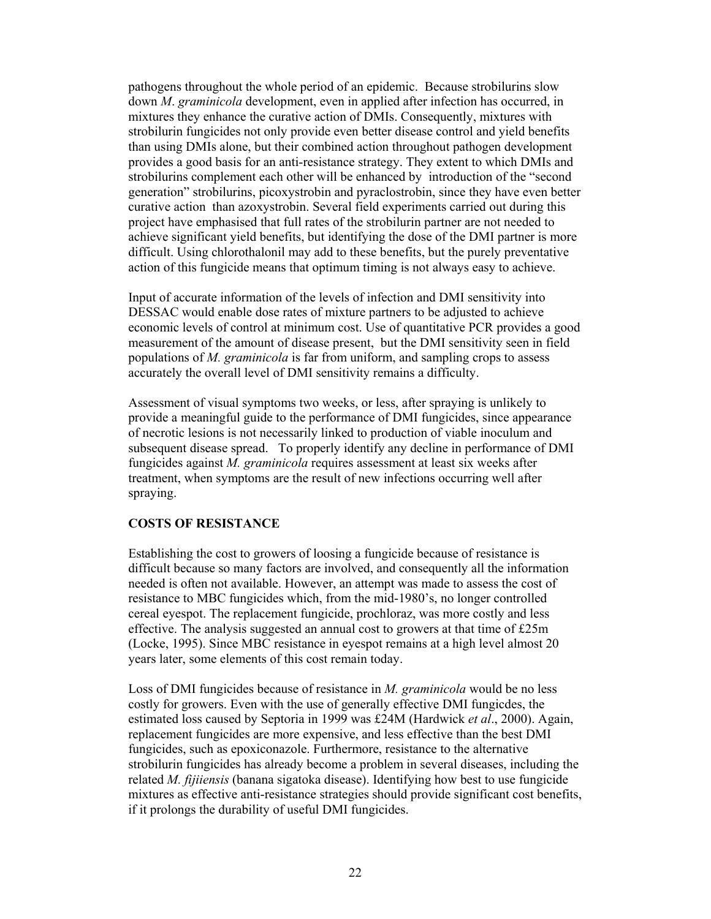pathogens throughout the whole period of an epidemic. Because strobilurins slow down *M. graminicola* development, even in applied after infection has occurred, in mixtures they enhance the curative action of DMIs. Consequently, mixtures with strobilurin fungicides not only provide even better disease control and yield benefits than using DMIs alone, but their combined action throughout pathogen development provides a good basis for an anti-resistance strategy. They extent to which DMIs and strobilurins complement each other will be enhanced by introduction of the "second generation" strobilurins, picoxystrobin and pyraclostrobin, since they have even better curative action than azoxystrobin. Several field experiments carried out during this project have emphasised that full rates of the strobilurin partner are not needed to achieve significant yield benefits, but identifying the dose of the DMI partner is more difficult. Using chlorothalonil may add to these benefits, but the purely preventative action of this fungicide means that optimum timing is not always easy to achieve.

Input of accurate information of the levels of infection and DMI sensitivity into DESSAC would enable dose rates of mixture partners to be adjusted to achieve economic levels of control at minimum cost. Use of quantitative PCR provides a good measurement of the amount of disease present, but the DMI sensitivity seen in field populations of *M. graminicola* is far from uniform, and sampling crops to assess accurately the overall level of DMI sensitivity remains a difficulty.

Assessment of visual symptoms two weeks, or less, after spraying is unlikely to provide a meaningful guide to the performance of DMI fungicides, since appearance of necrotic lesions is not necessarily linked to production of viable inoculum and subsequent disease spread. To properly identify any decline in performance of DMI fungicides against *M. graminicola* requires assessment at least six weeks after treatment, when symptoms are the result of new infections occurring well after spraying.

## COSTS OF RESISTANCE

Establishing the cost to growers of loosing a fungicide because of resistance is difficult because so many factors are involved, and consequently all the information needed is often not available. However, an attempt was made to assess the cost of resistance to MBC fungicides which, from the mid-1980's, no longer controlled cereal eyespot. The replacement fungicide, prochloraz, was more costly and less effective. The analysis suggested an annual cost to growers at that time of £25m (Locke, 1995). Since MBC resistance in eyespot remains at a high level almost 20 years later, some elements of this cost remain today.

Loss of DMI fungicides because of resistance in *M. graminicola* would be no less costly for growers. Even with the use of generally effective DMI fungicdes, the estimated loss caused by Septoria in 1999 was £24M (Hardwick *et al*., 2000). Again, replacement fungicides are more expensive, and less effective than the best DMI fungicides, such as epoxiconazole. Furthermore, resistance to the alternative strobilurin fungicides has already become a problem in several diseases, including the related *M. fijiensis* (banana sigatoka disease). Identifying how best to use fungicide mixtures as effective anti-resistance strategies should provide significant cost benefits, if it prolongs the durability of useful DMI fungicides.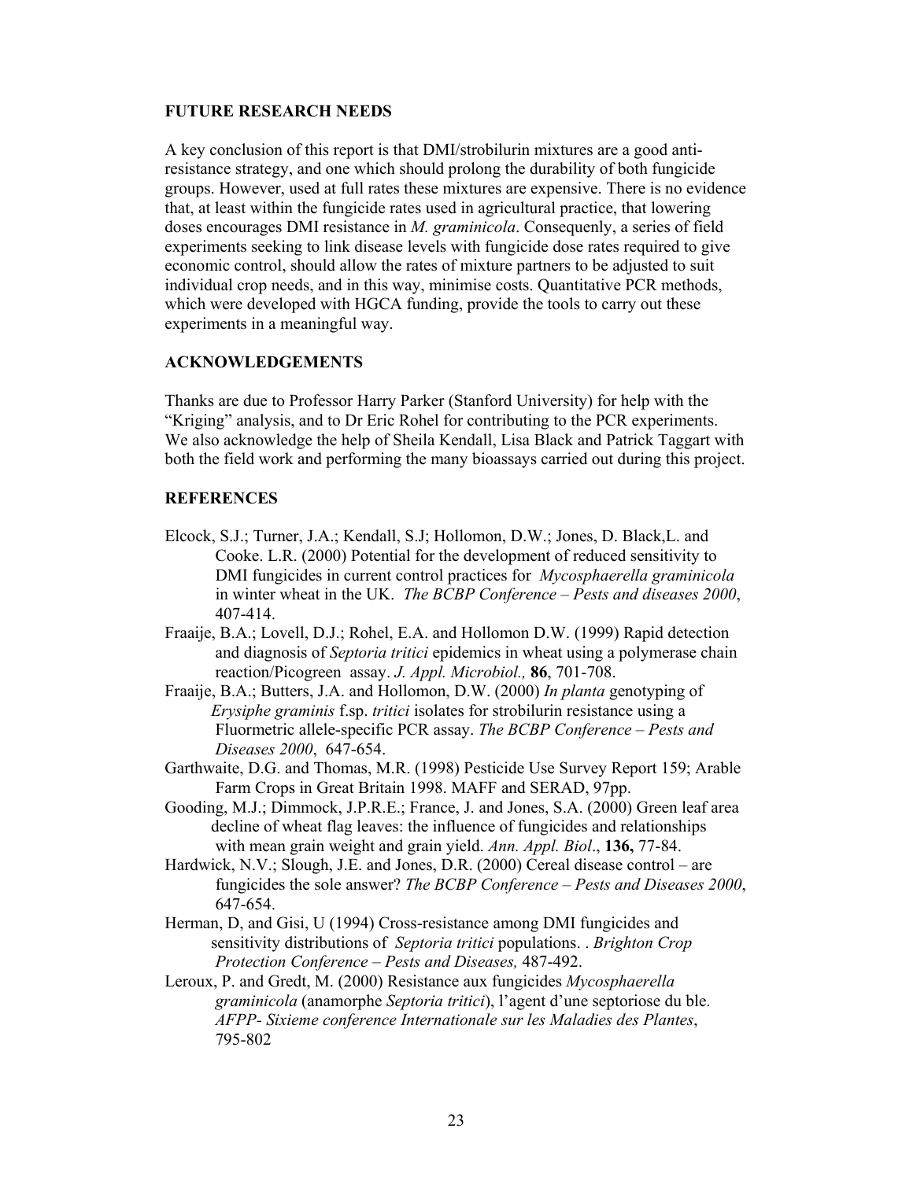## FUTURE RESEARCH NEEDS

A key conclusion of this report is that DMI/strobilurin mixtures are a good anti-resistance strategy, and one which should prolong the durability of both fungicide groups. However, used at full rates these mixtures are expensive. There is no evidence that, at least within the fungicide rates used in agricultural practice, that lowering doses encourages DMI resistance in *M. graminicola*. Consequenly, a series of field experiments seeking to link disease levels with fungicide dose rates required to give economic control, should allow the rates of mixture partners to be adjusted to suit individual crop needs, and in this way, minimise costs. Quantitative PCR methods, which were developed with HGCA funding, provide the tools to carry out these experiments in a meaningful way.

## ACKNOWLEDGEMENTS

Thanks are due to Professor Harry Parker (Stanford University) for help with the "Kriging" analysis, and to Dr Eric Rohel for contributing to the PCR experiments. We also acknowledge the help of Sheila Kendall, Lisa Black and Patrick Taggart with both the field work and performing the many bioassays carried out during this project.

## REFERENCES

Elcock, S.J.; Turner, J.A.; Kendall, S.J; Hollomon, D.W.; Jones, D. Black,L. and Cooke. L.R. (2000) Potential for the development of reduced sensitivity to DMI fungicides in current control practices for *Mycosphaerella graminicola* in winter wheat in the UK. *The BCBP Conference – Pests and diseases 2000*, 407-414.

Fraaije, B.A.; Lovell, D.J.; Rohel, E.A. and Hollomon D.W. (1999) Rapid detection and diagnosis of *Septoria tritici* epidemics in wheat using a polymerase chain reaction/Picogreen assay. *J. Appl. Microbiol.,* **86**, 701-708.

Fraaije, B.A.; Butters, J.A. and Hollomon, D.W. (2000) *In planta* genotyping of *Erysiphe graminis* f.sp. *tritici* isolates for strobilurin resistance using a Fluormetric allele-specific PCR assay. *The BCBP Conference – Pests and Diseases 2000*, 647-654.

Garthwaite, D.G. and Thomas, M.R. (1998) Pesticide Use Survey Report 159; Arable Farm Crops in Great Britain 1998. MAFF and SERAD, 97pp.

Gooding, M.J.; Dimmock, J.P.R.E.; France, J. and Jones, S.A. (2000) Green leaf area decline of wheat flag leaves: the influence of fungicides and relationships with mean grain weight and grain yield. *Ann. Appl. Biol*., **136,** 77-84.

Hardwick, N.V.; Slough, J.E. and Jones, D.R. (2000) Cereal disease control – are fungicides the sole answer? *The BCBP Conference – Pests and Diseases 2000*, 647-654.

Herman, D, and Gisi, U (1994) Cross-resistance among DMI fungicides and sensitivity distributions of *Septoria tritici* populations. . *Brighton Crop Protection Conference – Pests and Diseases,* 487-492.

Leroux, P. and Gredt, M. (2000) Resistance aux fungicides *Mycosphaerella graminicola* (anamorphe *Septoria tritici*), l'agent d'une septoriose du ble. *AFPP- Sixieme conference Internationale sur les Maladies des Plantes*, 795-802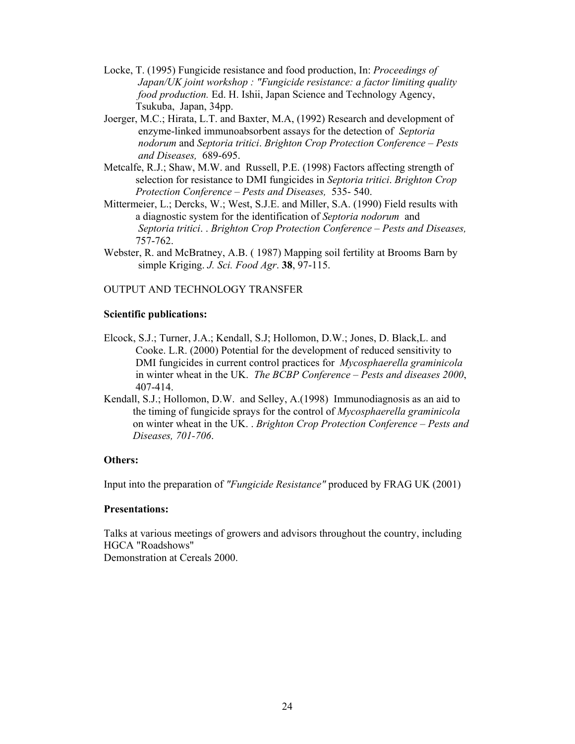Locke, T. (1995) Fungicide resistance and food production, In: *Proceedings of Japan/UK joint workshop : "Fungicide resistance: a factor limiting quality food production.* Ed. H. Ishii, Japan Science and Technology Agency, Tsukuba, Japan, 34pp.

Joerger, M.C.; Hirata, L.T. and Baxter, M.A, (1992) Research and development of enzyme-linked immunoabsorbent assays for the detection of *Septoria nodorum* and *Septoria tritici*. *Brighton Crop Protection Conference – Pests and Diseases,* 689-695.

Metcalfe, R.J.; Shaw, M.W. and Russell, P.E. (1998) Factors affecting strength of selection for resistance to DMI fungicides in *Septoria tritici*. *Brighton Crop Protection Conference – Pests and Diseases,* 535- 540.

Mittermeier, L.; Dercks, W.; West, S.J.E. and Miller, S.A. (1990) Field results with a diagnostic system for the identification of *Septoria nodorum* and *Septoria tritici*. . *Brighton Crop Protection Conference – Pests and Diseases,* 757-762.

Webster, R. and McBratney, A.B. ( 1987) Mapping soil fertility at Brooms Barn by simple Kriging. *J. Sci. Food Agr*. **38**, 97-115.

OUTPUT AND TECHNOLOGY TRANSFER

**Scientific publications:**

Elcock, S.J.; Turner, J.A.; Kendall, S.J; Hollomon, D.W.; Jones, D. Black,L. and Cooke. L.R. (2000) Potential for the development of reduced sensitivity to DMI fungicides in current control practices for *Mycosphaerella graminicola* in winter wheat in the UK. *The BCBP Conference – Pests and diseases 2000*, 407-414.

Kendall, S.J.; Hollomon, D.W. and Selley, A.(1998) Immunodiagnosis as an aid to the timing of fungicide sprays for the control of *Mycosphaerella graminicola* on winter wheat in the UK. . *Brighton Crop Protection Conference – Pests and Diseases, 701-706*.

**Others:**

Input into the preparation of *"Fungicide Resistance"* produced by FRAG UK (2001)

**Presentations:**

Talks at various meetings of growers and advisors throughout the country, including HGCA "Roadshows"
Demonstration at Cereals 2000.